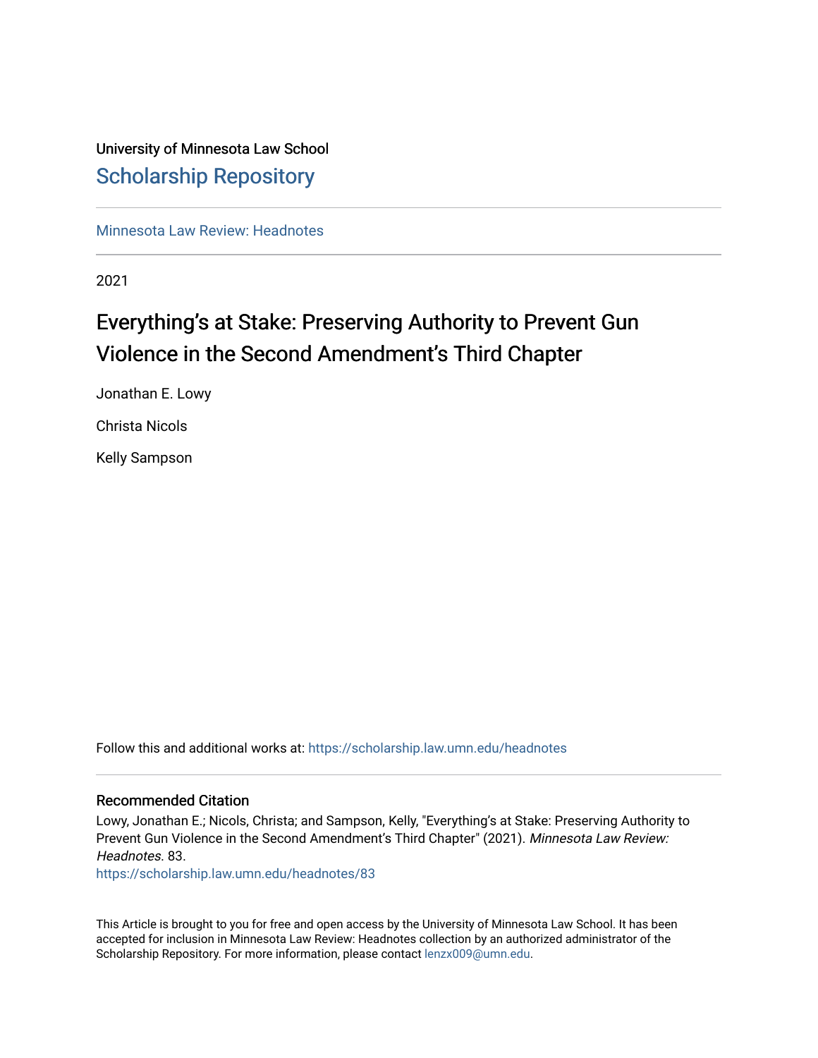University of Minnesota Law School

# Scholarship Repository

Minnesota Law Review: Headnotes

2021

## Everything's at Stake: Preserving Authority to Prevent Gun Violence in the Second Amendment's Third Chapter

Jonathan E. Lowy

Christa Nicols

Kelly Sampson

Follow this and additional works at: https://scholarship.law.umn.edu/headnotes

### Recommended Citation

Lowy, Jonathan E.; Nicols, Christa; and Sampson, Kelly, "Everything's at Stake: Preserving Authority to Prevent Gun Violence in the Second Amendment's Third Chapter" (2021). *Minnesota Law Review: Headnotes*. 83.
https://scholarship.law.umn.edu/headnotes/83

This Article is brought to you for free and open access by the University of Minnesota Law School. It has been accepted for inclusion in Minnesota Law Review: Headnotes collection by an authorized administrator of the Scholarship Repository. For more information, please contact lenzx009@umn.edu.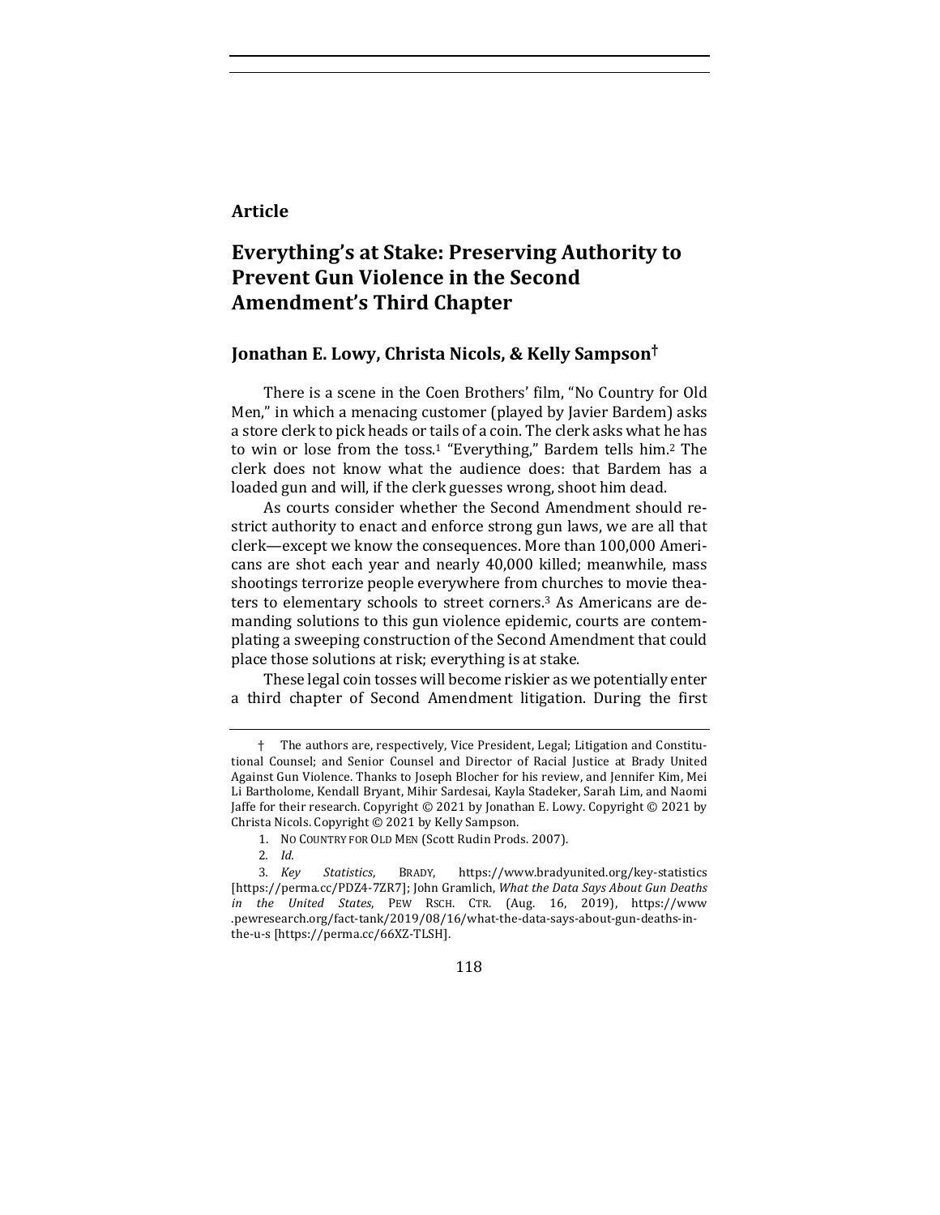**Article**

# Everything's at Stake: Preserving Authority to Prevent Gun Violence in the Second Amendment's Third Chapter

## Jonathan E. Lowy, Christa Nicols, & Kelly Sampson†

There is a scene in the Coen Brothers' film, "No Country for Old Men," in which a menacing customer (played by Javier Bardem) asks a store clerk to pick heads or tails of a coin. The clerk asks what he has to win or lose from the toss.[1] "Everything," Bardem tells him.[2] The clerk does not know what the audience does: that Bardem has a loaded gun and will, if the clerk guesses wrong, shoot him dead.

As courts consider whether the Second Amendment should restrict authority to enact and enforce strong gun laws, we are all that clerk—except we know the consequences. More than 100,000 Americans are shot each year and nearly 40,000 killed; meanwhile, mass shootings terrorize people everywhere from churches to movie theaters to elementary schools to street corners.[3] As Americans are demanding solutions to this gun violence epidemic, courts are contemplating a sweeping construction of the Second Amendment that could place those solutions at risk; everything is at stake.

These legal coin tosses will become riskier as we potentially enter a third chapter of Second Amendment litigation. During the first

---

† The authors are, respectively, Vice President, Legal; Litigation and Constitutional Counsel; and Senior Counsel and Director of Racial Justice at Brady United Against Gun Violence. Thanks to Joseph Blocher for his review, and Jennifer Kim, Mei Li Bartholome, Kendall Bryant, Mihir Sardesai, Kayla Stadeker, Sarah Lim, and Naomi Jaffe for their research. Copyright © 2021 by Jonathan E. Lowy. Copyright © 2021 by Christa Nicols. Copyright © 2021 by Kelly Sampson.

1. NO COUNTRY FOR OLD MEN (Scott Rudin Prods. 2007).

2. *Id.*

3. *Key Statistics*, BRADY, https://www.bradyunited.org/key-statistics [https://perma.cc/PDZ4-7ZR7]; John Gramlich, *What the Data Says About Gun Deaths in the United States*, PEW RSCH. CTR. (Aug. 16, 2019), https://www.pewresearch.org/fact-tank/2019/08/16/what-the-data-says-about-gun-deaths-in-the-u-s [https://perma.cc/66XZ-TLSH].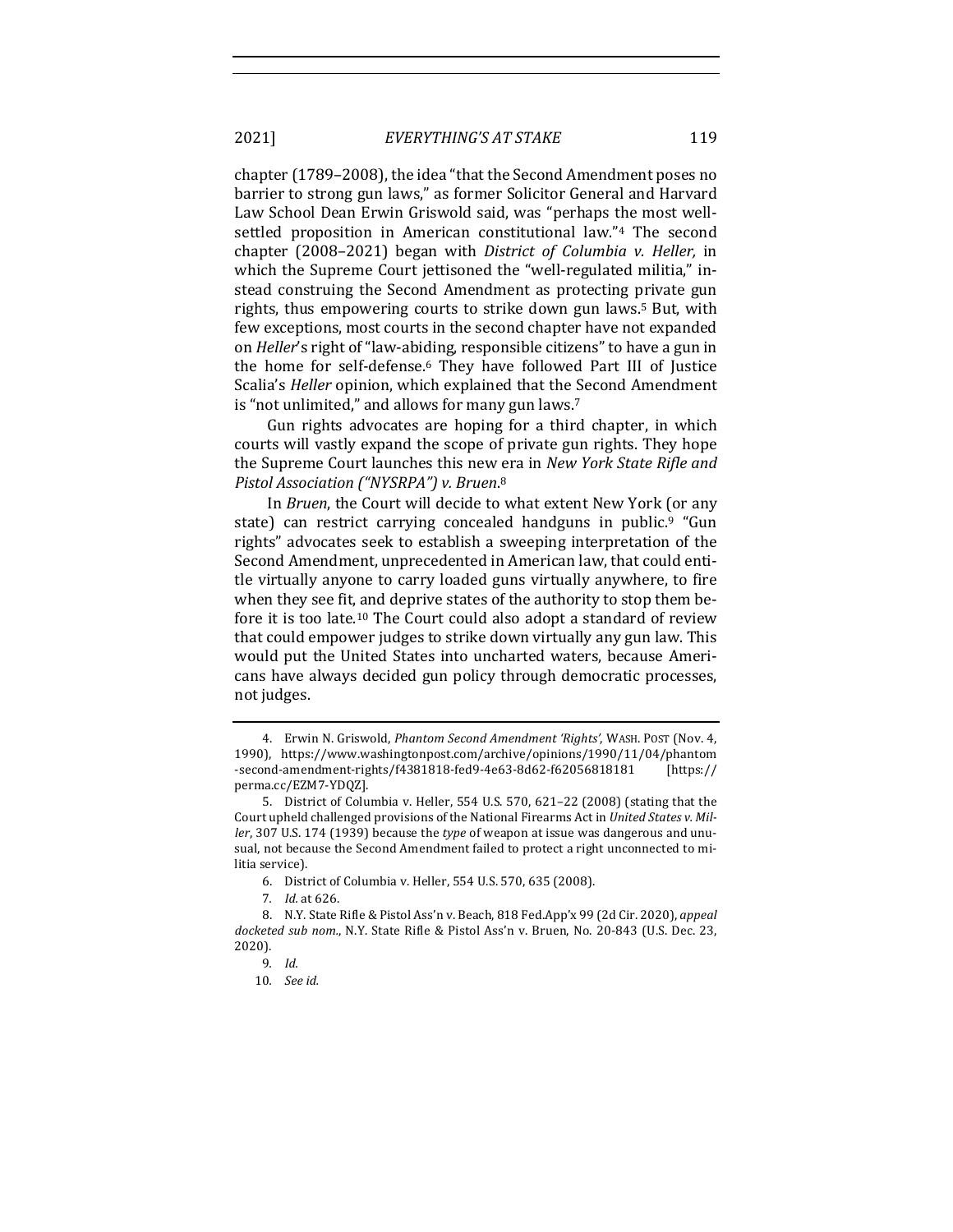chapter (1789–2008), the idea "that the Second Amendment poses no barrier to strong gun laws," as former Solicitor General and Harvard Law School Dean Erwin Griswold said, was "perhaps the most well-settled proposition in American constitutional law."[4] The second chapter (2008–2021) began with *District of Columbia v. Heller,* in which the Supreme Court jettisoned the "well-regulated militia," instead construing the Second Amendment as protecting private gun rights, thus empowering courts to strike down gun laws.[5] But, with few exceptions, most courts in the second chapter have not expanded on *Heller*'s right of "law-abiding, responsible citizens" to have a gun in the home for self-defense.[6] They have followed Part III of Justice Scalia's *Heller* opinion, which explained that the Second Amendment is "not unlimited," and allows for many gun laws.[7]

Gun rights advocates are hoping for a third chapter, in which courts will vastly expand the scope of private gun rights. They hope the Supreme Court launches this new era in *New York State Rifle and Pistol Association ("NYSRPA") v. Bruen*.[8]

In *Bruen*, the Court will decide to what extent New York (or any state) can restrict carrying concealed handguns in public.[9] "Gun rights" advocates seek to establish a sweeping interpretation of the Second Amendment, unprecedented in American law, that could entitle virtually anyone to carry loaded guns virtually anywhere, to fire when they see fit, and deprive states of the authority to stop them before it is too late.[10] The Court could also adopt a standard of review that could empower judges to strike down virtually any gun law. This would put the United States into uncharted waters, because Americans have always decided gun policy through democratic processes, not judges.

---

4. Erwin N. Griswold, *Phantom Second Amendment 'Rights'*, WASH. POST (Nov. 4, 1990), https://www.washingtonpost.com/archive/opinions/1990/11/04/phantom-second-amendment-rights/f4381818-fed9-4e63-8d62-f62056818181 [https://perma.cc/EZM7-YDQZ].

5. District of Columbia v. Heller, 554 U.S. 570, 621–22 (2008) (stating that the Court upheld challenged provisions of the National Firearms Act in *United States v. Miller*, 307 U.S. 174 (1939) because the *type* of weapon at issue was dangerous and unusual, not because the Second Amendment failed to protect a right unconnected to militia service).

6. District of Columbia v. Heller, 554 U.S. 570, 635 (2008).

7. *Id.* at 626.

8. N.Y. State Rifle & Pistol Ass'n v. Beach, 818 Fed.App'x 99 (2d Cir. 2020), *appeal docketed sub nom*., N.Y. State Rifle & Pistol Ass'n v. Bruen, No. 20-843 (U.S. Dec. 23, 2020).

9. *Id.*

10. *See id.*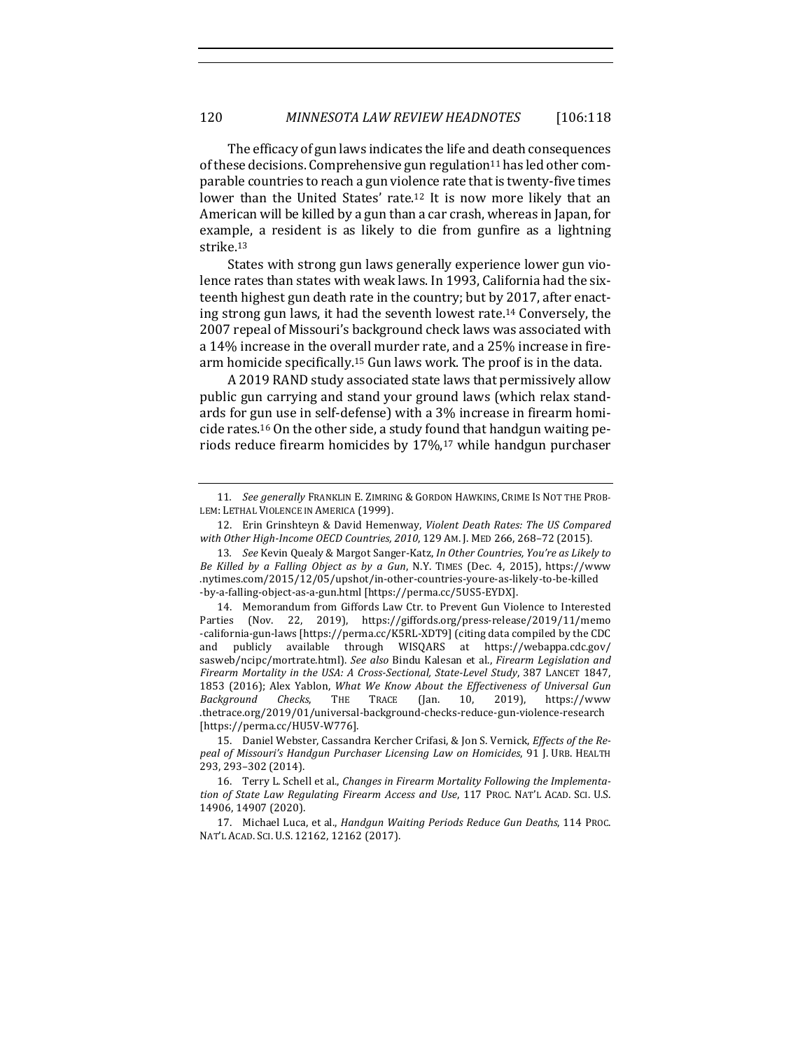The efficacy of gun laws indicates the life and death consequences of these decisions. Comprehensive gun regulation[11] has led other comparable countries to reach a gun violence rate that is twenty-five times lower than the United States' rate.[12] It is now more likely that an American will be killed by a gun than a car crash, whereas in Japan, for example, a resident is as likely to die from gunfire as a lightning strike.[13]

States with strong gun laws generally experience lower gun violence rates than states with weak laws. In 1993, California had the sixteenth highest gun death rate in the country; but by 2017, after enacting strong gun laws, it had the seventh lowest rate.[14] Conversely, the 2007 repeal of Missouri's background check laws was associated with a 14% increase in the overall murder rate, and a 25% increase in firearm homicide specifically.[15] Gun laws work. The proof is in the data.

A 2019 RAND study associated state laws that permissively allow public gun carrying and stand your ground laws (which relax standards for gun use in self-defense) with a 3% increase in firearm homicide rates.[16] On the other side, a study found that handgun waiting periods reduce firearm homicides by 17%,[17] while handgun purchaser

---

11. *See generally* FRANKLIN E. ZIMRING & GORDON HAWKINS, CRIME IS NOT THE PROBLEM: LETHAL VIOLENCE IN AMERICA (1999).

12. Erin Grinshteyn & David Hemenway, *Violent Death Rates: The US Compared with Other High-Income OECD Countries, 2010*, 129 AM. J. MED 266, 268–72 (2015).

13. *See* Kevin Quealy & Margot Sanger-Katz, *In Other Countries, You're as Likely to Be Killed by a Falling Object as by a Gun*, N.Y. TIMES (Dec. 4, 2015), https://www.nytimes.com/2015/12/05/upshot/in-other-countries-youre-as-likely-to-be-killed-by-a-falling-object-as-a-gun.html [https://perma.cc/5US5-EYDX].

14. Memorandum from Giffords Law Ctr. to Prevent Gun Violence to Interested Parties (Nov. 22, 2019), https://giffords.org/press-release/2019/11/memo-california-gun-laws [https://perma.cc/K5RL-XDT9] (citing data compiled by the CDC and publicly available through WISQARS at https://webappa.cdc.gov/sasweb/ncipc/mortrate.html). *See also* Bindu Kalesan et al., *Firearm Legislation and Firearm Mortality in the USA: A Cross-Sectional, State-Level Study*, 387 LANCET 1847, 1853 (2016); Alex Yablon, *What We Know About the Effectiveness of Universal Gun Background Checks*, THE TRACE (Jan. 10, 2019), https://www.thetrace.org/2019/01/universal-background-checks-reduce-gun-violence-research [https://perma.cc/HU5V-W776].

15. Daniel Webster, Cassandra Kercher Crifasi, & Jon S. Vernick, *Effects of the Repeal of Missouri's Handgun Purchaser Licensing Law on Homicides*, 91 J. URB. HEALTH 293, 293–302 (2014).

16. Terry L. Schell et al., *Changes in Firearm Mortality Following the Implementation of State Law Regulating Firearm Access and Use*, 117 PROC. NAT'L ACAD. SCI. U.S. 14906, 14907 (2020).

17. Michael Luca, et al., *Handgun Waiting Periods Reduce Gun Deaths*, 114 PROC. NAT'L ACAD. SCI. U.S. 12162, 12162 (2017).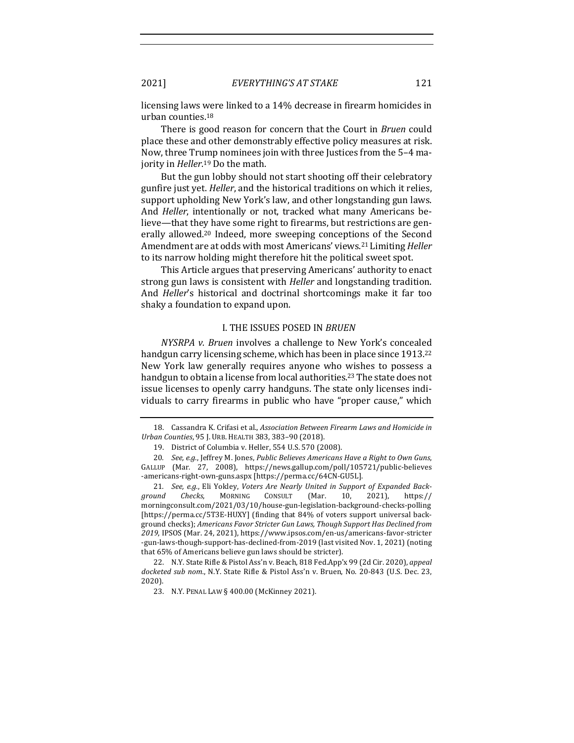licensing laws were linked to a 14% decrease in firearm homicides in urban counties.[18]

There is good reason for concern that the Court in *Bruen* could place these and other demonstrably effective policy measures at risk. Now, three Trump nominees join with three Justices from the 5–4 majority in *Heller*.[19] Do the math.

But the gun lobby should not start shooting off their celebratory gunfire just yet. *Heller*, and the historical traditions on which it relies, support upholding New York's law, and other longstanding gun laws. And *Heller*, intentionally or not, tracked what many Americans believe—that they have some right to firearms, but restrictions are generally allowed.[20] Indeed, more sweeping conceptions of the Second Amendment are at odds with most Americans' views.[21] Limiting *Heller* to its narrow holding might therefore hit the political sweet spot.

This Article argues that preserving Americans' authority to enact strong gun laws is consistent with *Heller* and longstanding tradition. And *Heller*'s historical and doctrinal shortcomings make it far too shaky a foundation to expand upon.

## I. THE ISSUES POSED IN *BRUEN*

*NYSRPA v. Bruen* involves a challenge to New York's concealed handgun carry licensing scheme, which has been in place since 1913.[22] New York law generally requires anyone who wishes to possess a handgun to obtain a license from local authorities.[23] The state does not issue licenses to openly carry handguns. The state only licenses individuals to carry firearms in public who have "proper cause," which

---

18. Cassandra K. Crifasi et al., *Association Between Firearm Laws and Homicide in Urban Counties*, 95 J. URB. HEALTH 383, 383–90 (2018).

19. District of Columbia v. Heller, 554 U.S. 570 (2008).

20. *See, e.g.*, Jeffrey M. Jones, *Public Believes Americans Have a Right to Own Guns*, GALLUP (Mar. 27, 2008), https://news.gallup.com/poll/105721/public-believes-americans-right-own-guns.aspx [https://perma.cc/64CN-GU5L].

21. *See, e.g.*, Eli Yokley, *Voters Are Nearly United in Support of Expanded Background Checks*, MORNING CONSULT (Mar. 10, 2021), https://morningconsult.com/2021/03/10/house-gun-legislation-background-checks-polling [https://perma.cc/5T3E-HUXY] (finding that 84% of voters support universal background checks); *Americans Favor Stricter Gun Laws, Though Support Has Declined from 2019*, IPSOS (Mar. 24, 2021), https://www.ipsos.com/en-us/americans-favor-stricter-gun-laws-though-support-has-declined-from-2019 (last visited Nov. 1, 2021) (noting that 65% of Americans believe gun laws should be stricter).

22. N.Y. State Rifle & Pistol Ass'n v. Beach, 818 Fed.App'x 99 (2d Cir. 2020), *appeal docketed sub nom.*, N.Y. State Rifle & Pistol Ass'n v. Bruen, No. 20-843 (U.S. Dec. 23, 2020).

23. N.Y. PENAL LAW § 400.00 (McKinney 2021).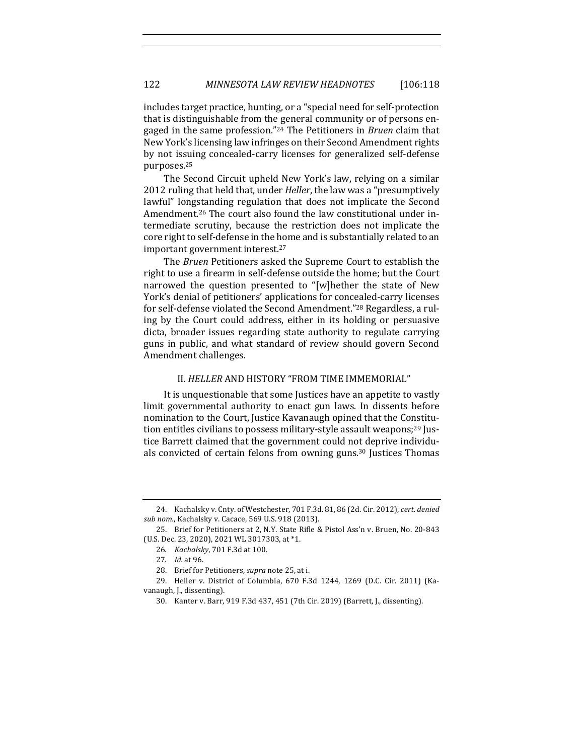includes target practice, hunting, or a "special need for self-protection that is distinguishable from the general community or of persons engaged in the same profession."[24] The Petitioners in *Bruen* claim that New York's licensing law infringes on their Second Amendment rights by not issuing concealed-carry licenses for generalized self-defense purposes.[25]

The Second Circuit upheld New York's law, relying on a similar 2012 ruling that held that, under *Heller*, the law was a "presumptively lawful" longstanding regulation that does not implicate the Second Amendment.[26] The court also found the law constitutional under intermediate scrutiny, because the restriction does not implicate the core right to self-defense in the home and is substantially related to an important government interest.[27]

The *Bruen* Petitioners asked the Supreme Court to establish the right to use a firearm in self-defense outside the home; but the Court narrowed the question presented to "[w]hether the state of New York's denial of petitioners' applications for concealed-carry licenses for self-defense violated the Second Amendment."[28] Regardless, a ruling by the Court could address, either in its holding or persuasive dicta, broader issues regarding state authority to regulate carrying guns in public, and what standard of review should govern Second Amendment challenges.

## II. *HELLER* AND HISTORY "FROM TIME IMMEMORIAL"

It is unquestionable that some Justices have an appetite to vastly limit governmental authority to enact gun laws. In dissents before nomination to the Court, Justice Kavanaugh opined that the Constitution entitles civilians to possess military-style assault weapons;[29] Justice Barrett claimed that the government could not deprive individuals convicted of certain felons from owning guns.[30] Justices Thomas

---

24. Kachalsky v. Cnty. of Westchester, 701 F.3d. 81, 86 (2d. Cir. 2012), *cert. denied sub nom.*, Kachalsky v. Cacace, 569 U.S. 918 (2013).

25. Brief for Petitioners at 2, N.Y. State Rifle & Pistol Ass'n v. Bruen, No. 20-843 (U.S. Dec. 23, 2020), 2021 WL 3017303, at *1.

26. *Kachalsky*, 701 F.3d at 100.

27. *Id.* at 96.

28. Brief for Petitioners, *supra* note 25, at i.

29. Heller v. District of Columbia, 670 F.3d 1244, 1269 (D.C. Cir. 2011) (Kavanaugh, J., dissenting).

30. Kanter v. Barr, 919 F.3d 437, 451 (7th Cir. 2019) (Barrett, J., dissenting).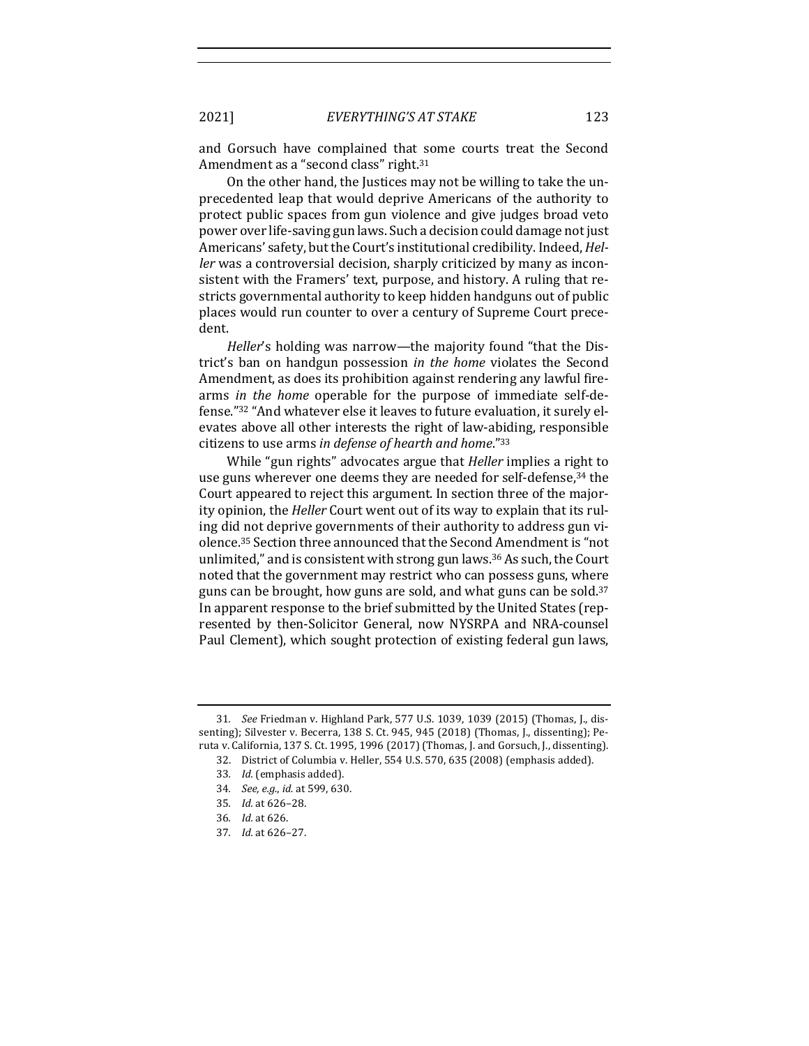and Gorsuch have complained that some courts treat the Second Amendment as a "second class" right.[31]

On the other hand, the Justices may not be willing to take the unprecedented leap that would deprive Americans of the authority to protect public spaces from gun violence and give judges broad veto power over life-saving gun laws. Such a decision could damage not just Americans' safety, but the Court's institutional credibility. Indeed, *Heller* was a controversial decision, sharply criticized by many as inconsistent with the Framers' text, purpose, and history. A ruling that restricts governmental authority to keep hidden handguns out of public places would run counter to over a century of Supreme Court precedent.

*Heller*'s holding was narrow—the majority found "that the District's ban on handgun possession *in the home* violates the Second Amendment, as does its prohibition against rendering any lawful firearms *in the home* operable for the purpose of immediate self-defense."[32] "And whatever else it leaves to future evaluation, it surely elevates above all other interests the right of law-abiding, responsible citizens to use arms *in defense of hearth and home*."[33]

While "gun rights" advocates argue that *Heller* implies a right to use guns wherever one deems they are needed for self-defense,[34] the Court appeared to reject this argument. In section three of the majority opinion, the *Heller* Court went out of its way to explain that its ruling did not deprive governments of their authority to address gun violence.[35] Section three announced that the Second Amendment is "not unlimited," and is consistent with strong gun laws.[36] As such, the Court noted that the government may restrict who can possess guns, where guns can be brought, how guns are sold, and what guns can be sold.[37] In apparent response to the brief submitted by the United States (represented by then-Solicitor General, now NYSRPA and NRA-counsel Paul Clement), which sought protection of existing federal gun laws,

---

31. *See* Friedman v. Highland Park, 577 U.S. 1039, 1039 (2015) (Thomas, J., dissenting); Silvester v. Becerra, 138 S. Ct. 945, 945 (2018) (Thomas, J., dissenting); Peruta v. California, 137 S. Ct. 1995, 1996 (2017) (Thomas, J. and Gorsuch, J., dissenting).
32. District of Columbia v. Heller, 554 U.S. 570, 635 (2008) (emphasis added).
33. *Id.* (emphasis added).
34. *See, e.g.*, *id.* at 599, 630.
35. *Id.* at 626–28.
36. *Id.* at 626.
37. *Id.* at 626–27.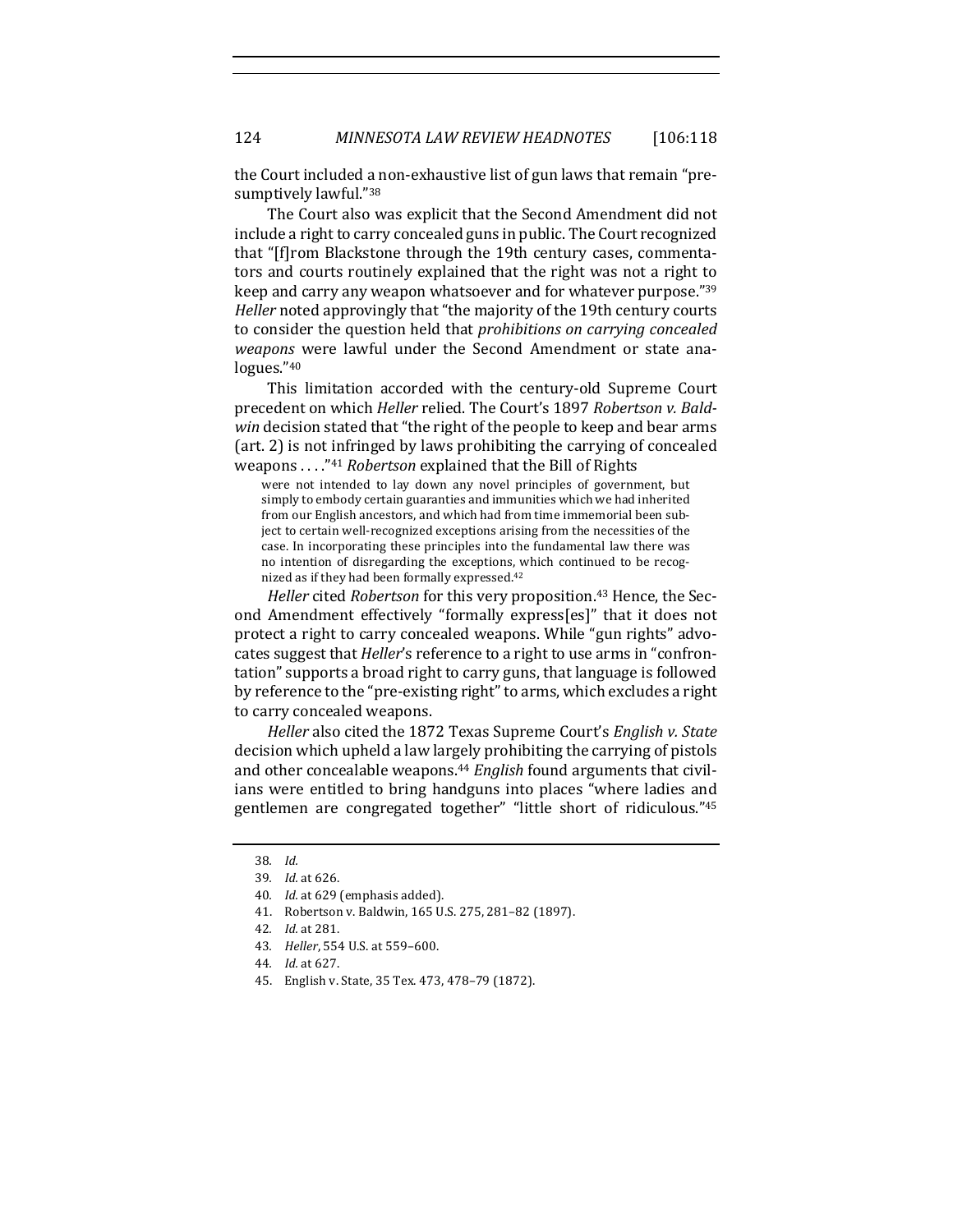the Court included a non-exhaustive list of gun laws that remain "presumptively lawful."[38]

The Court also was explicit that the Second Amendment did not include a right to carry concealed guns in public. The Court recognized that "[f]rom Blackstone through the 19th century cases, commentators and courts routinely explained that the right was not a right to keep and carry any weapon whatsoever and for whatever purpose."[39] *Heller* noted approvingly that "the majority of the 19th century courts to consider the question held that *prohibitions on carrying concealed weapons* were lawful under the Second Amendment or state analogues."[40]

This limitation accorded with the century-old Supreme Court precedent on which *Heller* relied. The Court's 1897 *Robertson v. Baldwin* decision stated that "the right of the people to keep and bear arms (art. 2) is not infringed by laws prohibiting the carrying of concealed weapons . . . ."[41] *Robertson* explained that the Bill of Rights

> were not intended to lay down any novel principles of government, but simply to embody certain guaranties and immunities which we had inherited from our English ancestors, and which had from time immemorial been subject to certain well-recognized exceptions arising from the necessities of the case. In incorporating these principles into the fundamental law there was no intention of disregarding the exceptions, which continued to be recognized as if they had been formally expressed.[42]

*Heller* cited *Robertson* for this very proposition.[43] Hence, the Second Amendment effectively "formally express[es]" that it does not protect a right to carry concealed weapons. While "gun rights" advocates suggest that *Heller*'s reference to a right to use arms in "confrontation" supports a broad right to carry guns, that language is followed by reference to the "pre-existing right" to arms, which excludes a right to carry concealed weapons.

*Heller* also cited the 1872 Texas Supreme Court's *English v. State* decision which upheld a law largely prohibiting the carrying of pistols and other concealable weapons.[44] *English* found arguments that civilians were entitled to bring handguns into places "where ladies and gentlemen are congregated together" "little short of ridiculous."[45]

---

38. *Id.*
39. *Id.* at 626.
40. *Id.* at 629 (emphasis added).
41. Robertson v. Baldwin, 165 U.S. 275, 281–82 (1897).
42. *Id.* at 281.
43. *Heller*, 554 U.S. at 559–600.
44. *Id.* at 627.
45. English v. State, 35 Tex. 473, 478–79 (1872).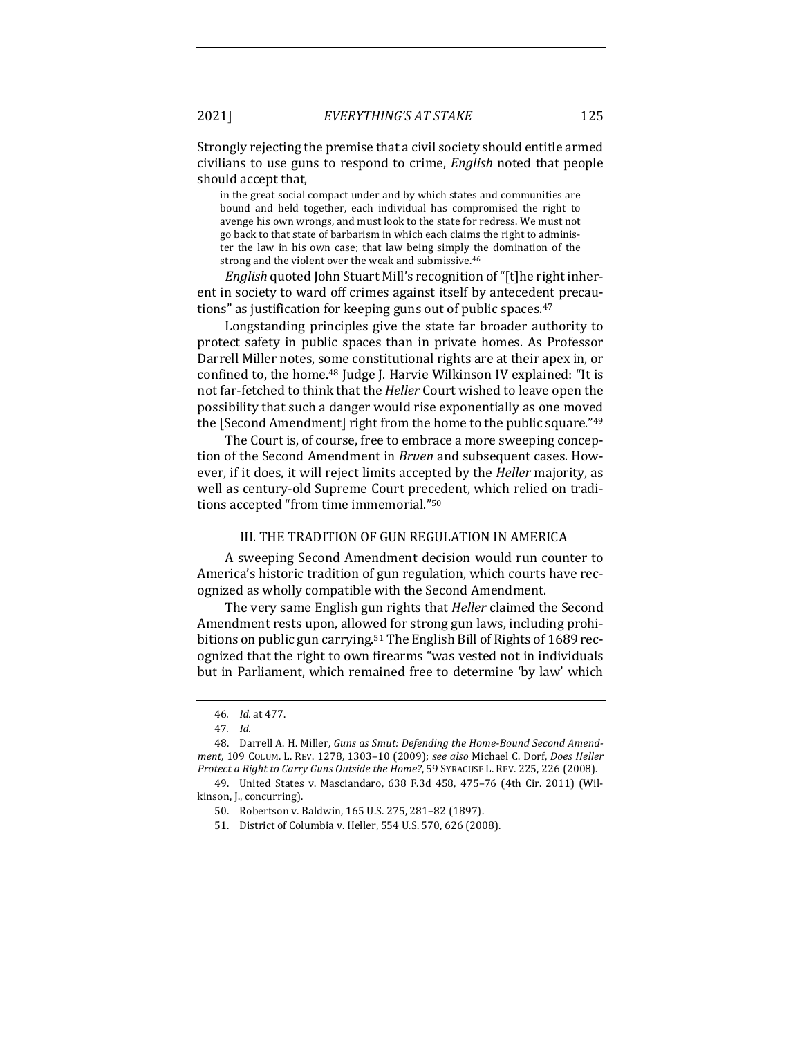Strongly rejecting the premise that a civil society should entitle armed civilians to use guns to respond to crime, *English* noted that people should accept that,

> in the great social compact under and by which states and communities are bound and held together, each individual has compromised the right to avenge his own wrongs, and must look to the state for redress. We must not go back to that state of barbarism in which each claims the right to administer the law in his own case; that law being simply the domination of the strong and the violent over the weak and submissive.[46]

*English* quoted John Stuart Mill's recognition of "[t]he right inherent in society to ward off crimes against itself by antecedent precautions" as justification for keeping guns out of public spaces.[47]

Longstanding principles give the state far broader authority to protect safety in public spaces than in private homes. As Professor Darrell Miller notes, some constitutional rights are at their apex in, or confined to, the home.[48] Judge J. Harvie Wilkinson IV explained: "It is not far-fetched to think that the *Heller* Court wished to leave open the possibility that such a danger would rise exponentially as one moved the [Second Amendment] right from the home to the public square."[49]

The Court is, of course, free to embrace a more sweeping conception of the Second Amendment in *Bruen* and subsequent cases. However, if it does, it will reject limits accepted by the *Heller* majority, as well as century-old Supreme Court precedent, which relied on traditions accepted "from time immemorial."[50]

## III. THE TRADITION OF GUN REGULATION IN AMERICA

A sweeping Second Amendment decision would run counter to America's historic tradition of gun regulation, which courts have recognized as wholly compatible with the Second Amendment.

The very same English gun rights that *Heller* claimed the Second Amendment rests upon, allowed for strong gun laws, including prohibitions on public gun carrying.[51] The English Bill of Rights of 1689 recognized that the right to own firearms "was vested not in individuals but in Parliament, which remained free to determine 'by law' which

---

46. *Id.* at 477.

47. *Id.*

48. Darrell A. H. Miller, *Guns as Smut: Defending the Home-Bound Second Amendment*, 109 COLUM. L. REV. 1278, 1303–10 (2009); *see also* Michael C. Dorf, *Does Heller Protect a Right to Carry Guns Outside the Home?*, 59 SYRACUSE L. REV. 225, 226 (2008).

49. United States v. Masciandaro, 638 F.3d 458, 475–76 (4th Cir. 2011) (Wilkinson, J., concurring).

50. Robertson v. Baldwin, 165 U.S. 275, 281–82 (1897).

51. District of Columbia v. Heller, 554 U.S. 570, 626 (2008).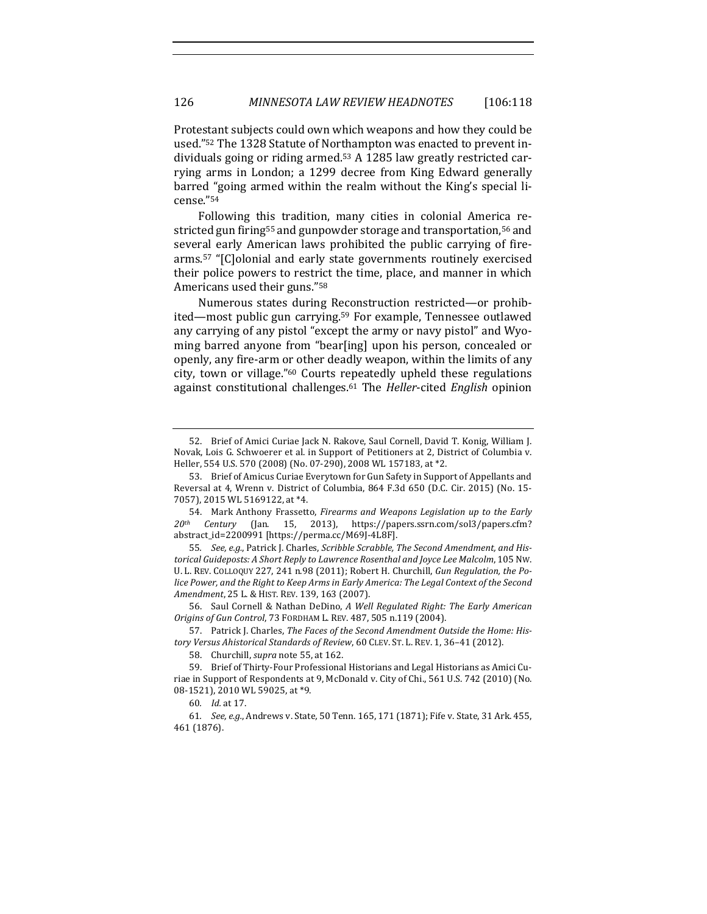Protestant subjects could own which weapons and how they could be used."[52] The 1328 Statute of Northampton was enacted to prevent individuals going or riding armed.[53] A 1285 law greatly restricted carrying arms in London; a 1299 decree from King Edward generally barred "going armed within the realm without the King's special license."[54]

Following this tradition, many cities in colonial America restricted gun firing[55] and gunpowder storage and transportation,[56] and several early American laws prohibited the public carrying of firearms.[57] "[C]olonial and early state governments routinely exercised their police powers to restrict the time, place, and manner in which Americans used their guns."[58]

Numerous states during Reconstruction restricted—or prohibited—most public gun carrying.[59] For example, Tennessee outlawed any carrying of any pistol "except the army or navy pistol" and Wyoming barred anyone from "bear[ing] upon his person, concealed or openly, any fire-arm or other deadly weapon, within the limits of any city, town or village."[60] Courts repeatedly upheld these regulations against constitutional challenges.[61] The *Heller*-cited *English* opinion

---

52. Brief of Amici Curiae Jack N. Rakove, Saul Cornell, David T. Konig, William J. Novak, Lois G. Schwoerer et al. in Support of Petitioners at 2, District of Columbia v. Heller, 554 U.S. 570 (2008) (No. 07-290), 2008 WL 157183, at *2.

53. Brief of Amicus Curiae Everytown for Gun Safety in Support of Appellants and Reversal at 4, Wrenn v. District of Columbia, 864 F.3d 650 (D.C. Cir. 2015) (No. 15-7057), 2015 WL 5169122, at *4.

54. Mark Anthony Frassetto, *Firearms and Weapons Legislation up to the Early 20th Century* (Jan. 15, 2013), https://papers.ssrn.com/sol3/papers.cfm?abstract_id=2200991 [https://perma.cc/M69J-4L8F].

55. *See, e.g.*, Patrick J. Charles, *Scribble Scrabble, The Second Amendment, and Historical Guideposts: A Short Reply to Lawrence Rosenthal and Joyce Lee Malcolm*, 105 NW. U. L. REV. COLLOQUY 227, 241 n.98 (2011); Robert H. Churchill, *Gun Regulation, the Police Power, and the Right to Keep Arms in Early America: The Legal Context of the Second Amendment*, 25 L. & HIST. REV. 139, 163 (2007).

56. Saul Cornell & Nathan DeDino, *A Well Regulated Right: The Early American Origins of Gun Control*, 73 FORDHAM L. REV. 487, 505 n.119 (2004).

57. Patrick J. Charles, *The Faces of the Second Amendment Outside the Home: History Versus Ahistorical Standards of Review*, 60 CLEV. ST. L. REV. 1, 36–41 (2012).

58. Churchill, *supra* note 55, at 162.

59. Brief of Thirty-Four Professional Historians and Legal Historians as Amici Curiae in Support of Respondents at 9, McDonald v. City of Chi., 561 U.S. 742 (2010) (No. 08-1521), 2010 WL 59025, at *9.

60. *Id.* at 17.

61. *See, e.g.*, Andrews v. State, 50 Tenn. 165, 171 (1871); Fife v. State, 31 Ark. 455, 461 (1876).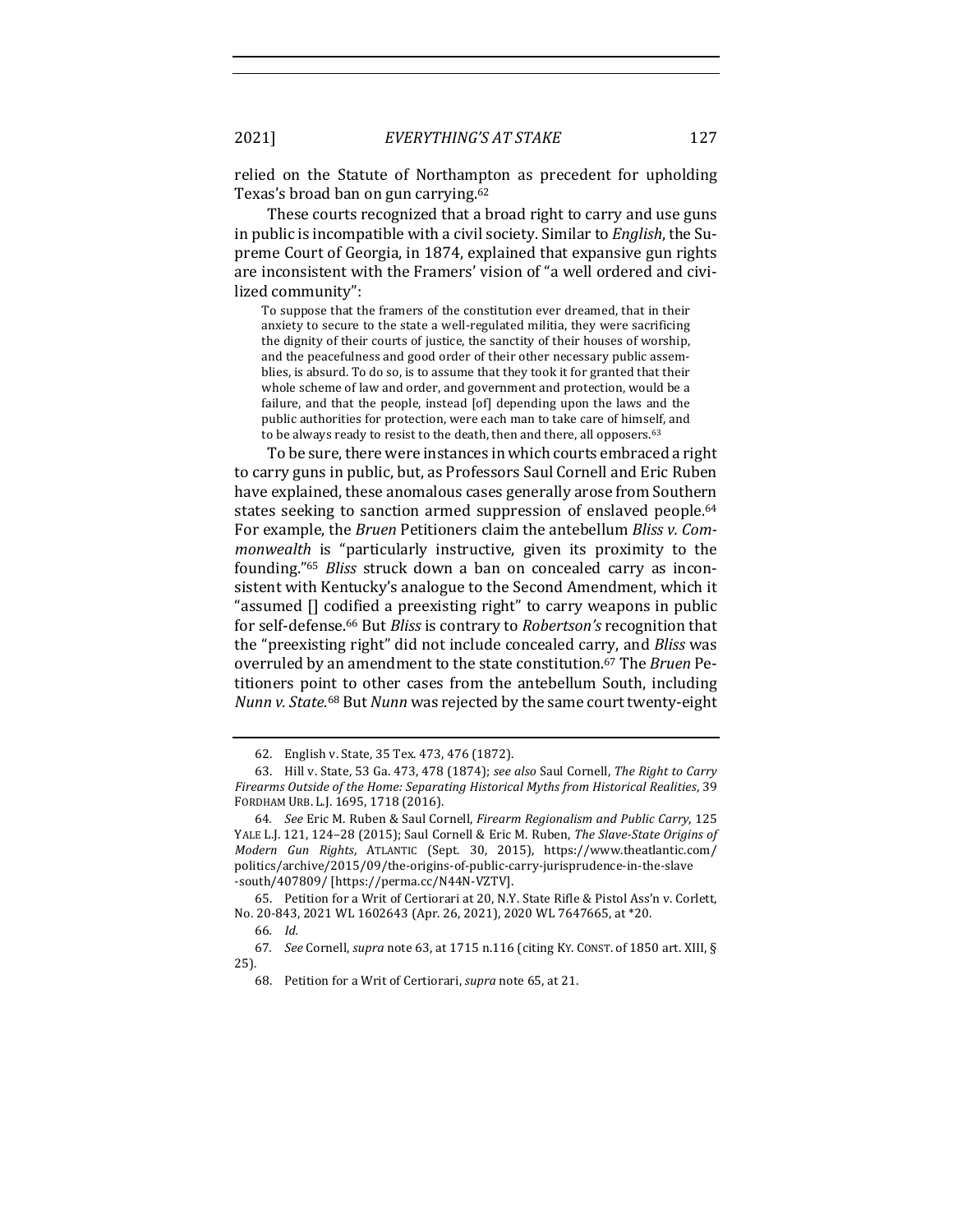relied on the Statute of Northampton as precedent for upholding Texas's broad ban on gun carrying.[62]

These courts recognized that a broad right to carry and use guns in public is incompatible with a civil society. Similar to *English*, the Supreme Court of Georgia, in 1874, explained that expansive gun rights are inconsistent with the Framers' vision of "a well ordered and civilized community":

> To suppose that the framers of the constitution ever dreamed, that in their anxiety to secure to the state a well-regulated militia, they were sacrificing the dignity of their courts of justice, the sanctity of their houses of worship, and the peacefulness and good order of their other necessary public assemblies, is absurd. To do so, is to assume that they took it for granted that their whole scheme of law and order, and government and protection, would be a failure, and that the people, instead [of] depending upon the laws and the public authorities for protection, were each man to take care of himself, and to be always ready to resist to the death, then and there, all opposers.[63]

To be sure, there were instances in which courts embraced a right to carry guns in public, but, as Professors Saul Cornell and Eric Ruben have explained, these anomalous cases generally arose from Southern states seeking to sanction armed suppression of enslaved people.[64] For example, the *Bruen* Petitioners claim the antebellum *Bliss v. Commonwealth* is "particularly instructive, given its proximity to the founding."[65] *Bliss* struck down a ban on concealed carry as inconsistent with Kentucky's analogue to the Second Amendment, which it "assumed [] codified a preexisting right" to carry weapons in public for self-defense.[66] But *Bliss* is contrary to *Robertson's* recognition that the "preexisting right" did not include concealed carry, and *Bliss* was overruled by an amendment to the state constitution.[67] The *Bruen* Petitioners point to other cases from the antebellum South, including *Nunn v. State*.[68] But *Nunn* was rejected by the same court twenty-eight

---

62. English v. State, 35 Tex. 473, 476 (1872).

63. Hill v. State, 53 Ga. 473, 478 (1874); *see also* Saul Cornell, *The Right to Carry Firearms Outside of the Home: Separating Historical Myths from Historical Realities*, 39 FORDHAM URB. L.J. 1695, 1718 (2016).

64. *See* Eric M. Ruben & Saul Cornell, *Firearm Regionalism and Public Carry*, 125 YALE L.J. 121, 124–28 (2015); Saul Cornell & Eric M. Ruben, *The Slave-State Origins of Modern Gun Rights*, ATLANTIC (Sept. 30, 2015), https://www.theatlantic.com/politics/archive/2015/09/the-origins-of-public-carry-jurisprudence-in-the-slave-south/407809/ [https://perma.cc/N44N-VZTV].

65. Petition for a Writ of Certiorari at 20, N.Y. State Rifle & Pistol Ass'n v. Corlett, No. 20-843, 2021 WL 1602643 (Apr. 26, 2021), 2020 WL 7647665, at *20.

66. *Id.*

67. *See* Cornell, *supra* note 63, at 1715 n.116 (citing KY. CONST. of 1850 art. XIII, § 25).

68. Petition for a Writ of Certiorari, *supra* note 65, at 21.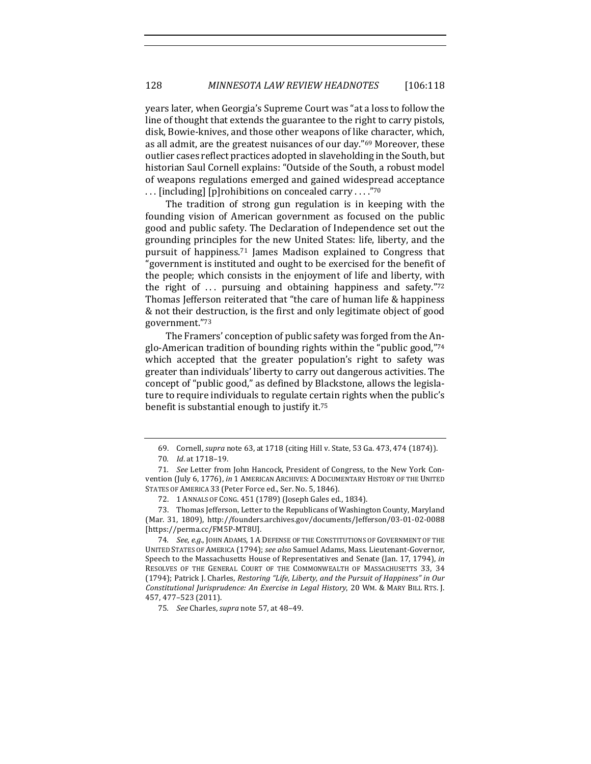years later, when Georgia's Supreme Court was "at a loss to follow the line of thought that extends the guarantee to the right to carry pistols, disk, Bowie-knives, and those other weapons of like character, which, as all admit, are the greatest nuisances of our day."[69] Moreover, these outlier cases reflect practices adopted in slaveholding in the South, but historian Saul Cornell explains: "Outside of the South, a robust model of weapons regulations emerged and gained widespread acceptance . . . [including] [p]rohibitions on concealed carry . . . ."[70]

The tradition of strong gun regulation is in keeping with the founding vision of American government as focused on the public good and public safety. The Declaration of Independence set out the grounding principles for the new United States: life, liberty, and the pursuit of happiness.[71] James Madison explained to Congress that "government is instituted and ought to be exercised for the benefit of the people; which consists in the enjoyment of life and liberty, with the right of . . . pursuing and obtaining happiness and safety."[72] Thomas Jefferson reiterated that "the care of human life & happiness & not their destruction, is the first and only legitimate object of good government."[73]

The Framers' conception of public safety was forged from the Anglo-American tradition of bounding rights within the "public good,"[74] which accepted that the greater population's right to safety was greater than individuals' liberty to carry out dangerous activities. The concept of "public good," as defined by Blackstone, allows the legislature to require individuals to regulate certain rights when the public's benefit is substantial enough to justify it.[75]

---

69. Cornell, *supra* note 63, at 1718 (citing Hill v. State, 53 Ga. 473, 474 (1874)).

70. *Id.* at 1718–19.

71. *See* Letter from John Hancock, President of Congress, to the New York Convention (July 6, 1776), *in* 1 AMERICAN ARCHIVES: A DOCUMENTARY HISTORY OF THE UNITED STATES OF AMERICA 33 (Peter Force ed., Ser. No. 5, 1846).

72. 1 ANNALS OF CONG. 451 (1789) (Joseph Gales ed., 1834).

73. Thomas Jefferson, Letter to the Republicans of Washington County, Maryland (Mar. 31, 1809), http://founders.archives.gov/documents/Jefferson/03-01-02-0088 [https://perma.cc/FM5P-MT8U].

74. *See, e.g.*, JOHN ADAMS, 1 A DEFENSE OF THE CONSTITUTIONS OF GOVERNMENT OF THE UNITED STATES OF AMERICA (1794); *see also* Samuel Adams, Mass. Lieutenant-Governor, Speech to the Massachusetts House of Representatives and Senate (Jan. 17, 1794), *in* RESOLVES OF THE GENERAL COURT OF THE COMMONWEALTH OF MASSACHUSETTS 33, 34 (1794); Patrick J. Charles, *Restoring "Life, Liberty, and the Pursuit of Happiness" in Our Constitutional Jurisprudence: An Exercise in Legal History*, 20 WM. & MARY BILL RTS. J. 457, 477–523 (2011).

75. *See* Charles, *supra* note 57, at 48–49.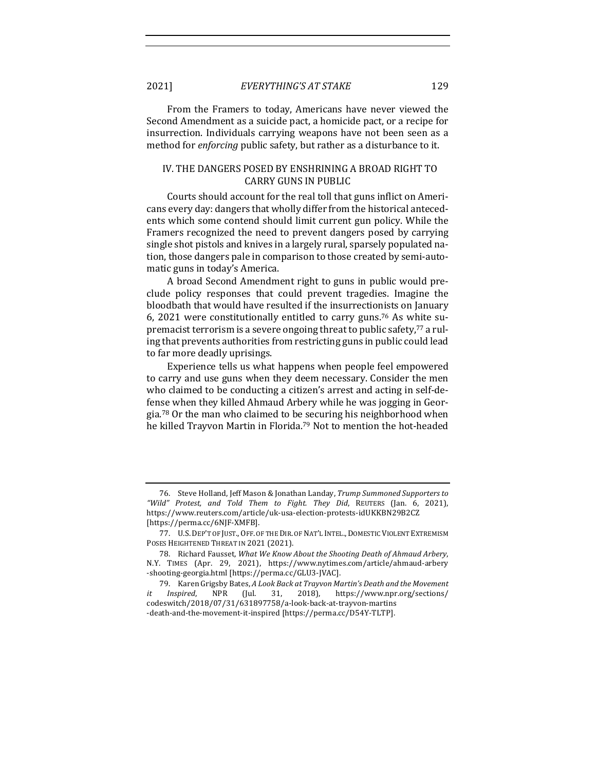From the Framers to today, Americans have never viewed the Second Amendment as a suicide pact, a homicide pact, or a recipe for insurrection. Individuals carrying weapons have not been seen as a method for *enforcing* public safety, but rather as a disturbance to it.

## IV. THE DANGERS POSED BY ENSHRINING A BROAD RIGHT TO CARRY GUNS IN PUBLIC

Courts should account for the real toll that guns inflict on Americans every day: dangers that wholly differ from the historical antecedents which some contend should limit current gun policy. While the Framers recognized the need to prevent dangers posed by carrying single shot pistols and knives in a largely rural, sparsely populated nation, those dangers pale in comparison to those created by semi-automatic guns in today's America.

A broad Second Amendment right to guns in public would preclude policy responses that could prevent tragedies. Imagine the bloodbath that would have resulted if the insurrectionists on January 6, 2021 were constitutionally entitled to carry guns.[76] As white supremacist terrorism is a severe ongoing threat to public safety,[77] a ruling that prevents authorities from restricting guns in public could lead to far more deadly uprisings.

Experience tells us what happens when people feel empowered to carry and use guns when they deem necessary. Consider the men who claimed to be conducting a citizen's arrest and acting in self-defense when they killed Ahmaud Arbery while he was jogging in Georgia.[78] Or the man who claimed to be securing his neighborhood when he killed Trayvon Martin in Florida.[79] Not to mention the hot-headed

---

76. Steve Holland, Jeff Mason & Jonathan Landay, *Trump Summoned Supporters to "Wild" Protest, and Told Them to Fight. They Did*, REUTERS (Jan. 6, 2021), https://www.reuters.com/article/uk-usa-election-protests-idUKKBN29B2CZ [https://perma.cc/6NJF-XMFB].

77. U.S. DEP'T OF JUST., OFF. OF THE DIR. OF NAT'L INTEL., DOMESTIC VIOLENT EXTREMISM POSES HEIGHTENED THREAT IN 2021 (2021).

78. Richard Fausset, *What We Know About the Shooting Death of Ahmaud Arbery*, N.Y. TIMES (Apr. 29, 2021), https://www.nytimes.com/article/ahmaud-arbery-shooting-georgia.html [https://perma.cc/GLU3-JVAC].

79. Karen Grigsby Bates, *A Look Back at Trayvon Martin's Death and the Movement it Inspired*, NPR (Jul. 31, 2018), https://www.npr.org/sections/codeswitch/2018/07/31/631897758/a-look-back-at-trayvon-martins-death-and-the-movement-it-inspired [https://perma.cc/D54Y-TLTP].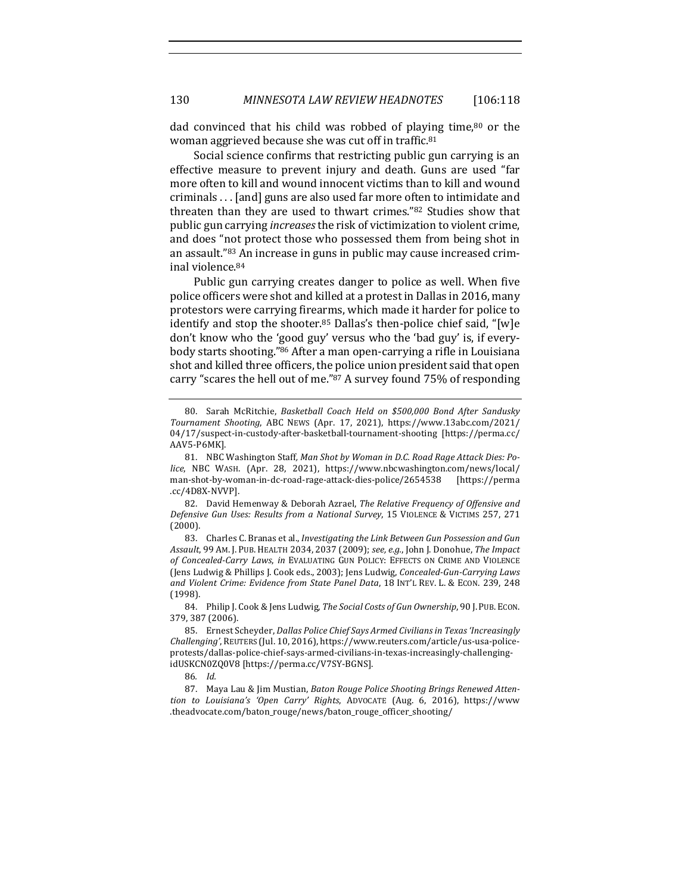dad convinced that his child was robbed of playing time,[80] or the woman aggrieved because she was cut off in traffic.[81]

Social science confirms that restricting public gun carrying is an effective measure to prevent injury and death. Guns are used "far more often to kill and wound innocent victims than to kill and wound criminals . . . [and] guns are also used far more often to intimidate and threaten than they are used to thwart crimes."[82] Studies show that public gun carrying *increases* the risk of victimization to violent crime, and does "not protect those who possessed them from being shot in an assault."[83] An increase in guns in public may cause increased criminal violence.[84]

Public gun carrying creates danger to police as well. When five police officers were shot and killed at a protest in Dallas in 2016, many protestors were carrying firearms, which made it harder for police to identify and stop the shooter.[85] Dallas's then-police chief said, "[w]e don't know who the 'good guy' versus who the 'bad guy' is, if everybody starts shooting."[86] After a man open-carrying a rifle in Louisiana shot and killed three officers, the police union president said that open carry "scares the hell out of me."[87] A survey found 75% of responding

---

80. Sarah McRitchie, *Basketball Coach Held on $500,000 Bond After Sandusky Tournament Shooting*, ABC NEWS (Apr. 17, 2021), https://www.13abc.com/2021/04/17/suspect-in-custody-after-basketball-tournament-shooting [https://perma.cc/AAV5-P6MK].

81. NBC Washington Staff, *Man Shot by Woman in D.C. Road Rage Attack Dies: Police*, NBC WASH. (Apr. 28, 2021), https://www.nbcwashington.com/news/local/man-shot-by-woman-in-dc-road-rage-attack-dies-police/2654538 [https://perma.cc/4D8X-NVVP].

82. David Hemenway & Deborah Azrael, *The Relative Frequency of Offensive and Defensive Gun Uses: Results from a National Survey*, 15 VIOLENCE & VICTIMS 257, 271 (2000).

83. Charles C. Branas et al., *Investigating the Link Between Gun Possession and Gun Assault*, 99 AM. J. PUB. HEALTH 2034, 2037 (2009); *see, e.g.*, John J. Donohue, *The Impact of Concealed-Carry Laws*, *in* EVALUATING GUN POLICY: EFFECTS ON CRIME AND VIOLENCE (Jens Ludwig & Phillips J. Cook eds., 2003); Jens Ludwig, *Concealed-Gun-Carrying Laws and Violent Crime: Evidence from State Panel Data*, 18 INT'L REV. L. & ECON. 239, 248 (1998).

84. Philip J. Cook & Jens Ludwig, *The Social Costs of Gun Ownership*, 90 J. PUB. ECON. 379, 387 (2006).

85. Ernest Scheyder, *Dallas Police Chief Says Armed Civilians in Texas 'Increasingly Challenging'*, REUTERS (Jul. 10, 2016), https://www.reuters.com/article/us-usa-police-protests/dallas-police-chief-says-armed-civilians-in-texas-increasingly-challenging-idUSKCN0ZQ0V8 [https://perma.cc/V7SY-BGNS].

86. *Id.*

87. Maya Lau & Jim Mustian, *Baton Rouge Police Shooting Brings Renewed Attention to Louisiana's 'Open Carry' Rights*, ADVOCATE (Aug. 6, 2016), https://www.theadvocate.com/baton_rouge/news/baton_rouge_officer_shooting/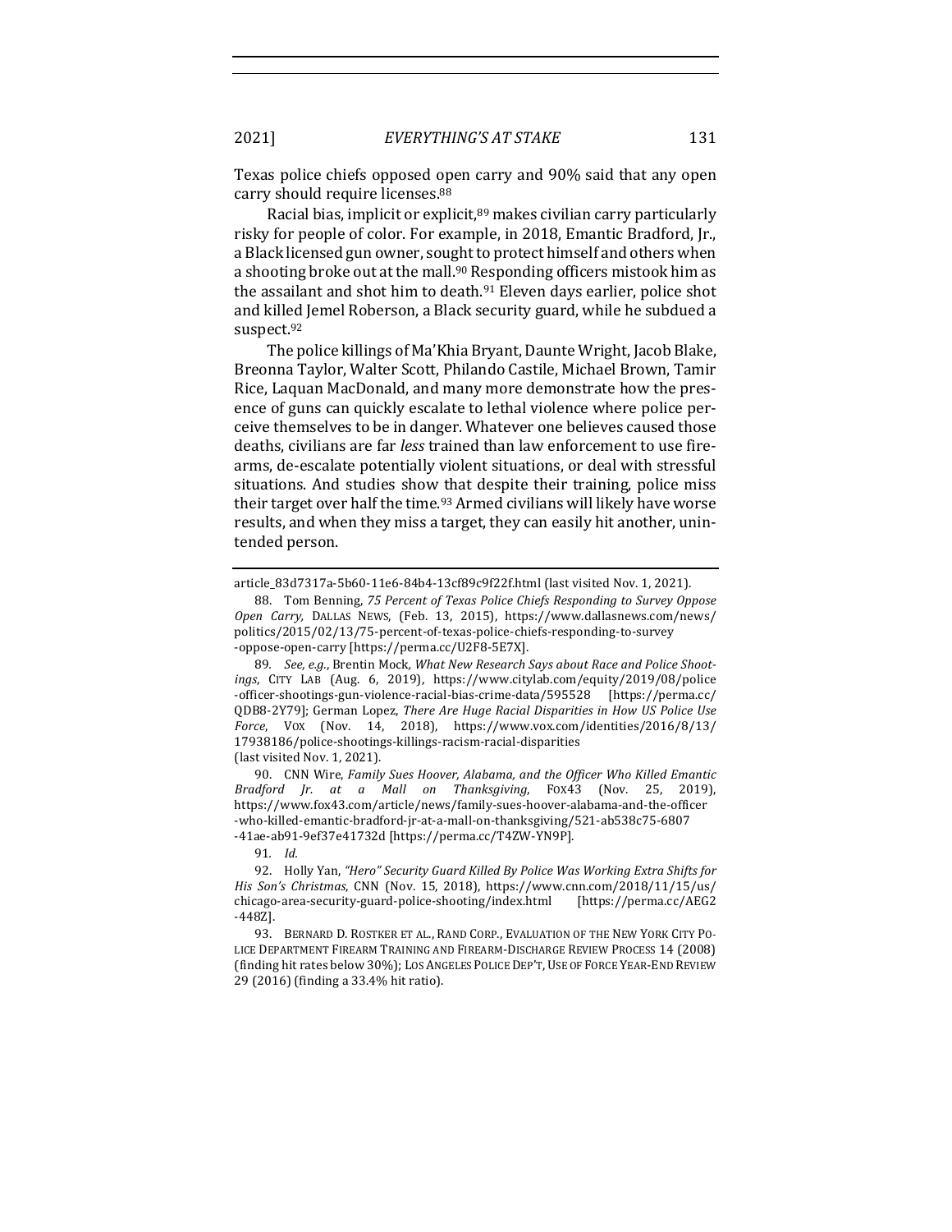Texas police chiefs opposed open carry and 90% said that any open carry should require licenses.[88]

Racial bias, implicit or explicit,[89] makes civilian carry particularly risky for people of color. For example, in 2018, Emantic Bradford, Jr., a Black licensed gun owner, sought to protect himself and others when a shooting broke out at the mall.[90] Responding officers mistook him as the assailant and shot him to death.[91] Eleven days earlier, police shot and killed Jemel Roberson, a Black security guard, while he subdued a suspect.[92]

The police killings of Ma'Khia Bryant, Daunte Wright, Jacob Blake, Breonna Taylor, Walter Scott, Philando Castile, Michael Brown, Tamir Rice, Laquan MacDonald, and many more demonstrate how the presence of guns can quickly escalate to lethal violence where police perceive themselves to be in danger. Whatever one believes caused those deaths, civilians are far *less* trained than law enforcement to use firearms, de-escalate potentially violent situations, or deal with stressful situations. And studies show that despite their training, police miss their target over half the time.[93] Armed civilians will likely have worse results, and when they miss a target, they can easily hit another, unintended person.

---

article_83d7317a-5b60-11e6-84b4-13cf89c9f22f.html (last visited Nov. 1, 2021).

88. Tom Benning, *75 Percent of Texas Police Chiefs Responding to Survey Oppose Open Carry,* DALLAS NEWS, (Feb. 13, 2015), https://www.dallasnews.com/news/politics/2015/02/13/75-percent-of-texas-police-chiefs-responding-to-survey-oppose-open-carry [https://perma.cc/U2F8-5E7X].

89. *See, e.g.*, Brentin Mock, *What New Research Says about Race and Police Shootings*, CITY LAB (Aug. 6, 2019), https://www.citylab.com/equity/2019/08/police-officer-shootings-gun-violence-racial-bias-crime-data/595528 [https://perma.cc/QDB8-2Y79]; German Lopez, *There Are Huge Racial Disparities in How US Police Use Force*, VOX (Nov. 14, 2018), https://www.vox.com/identities/2016/8/13/17938186/police-shootings-killings-racism-racial-disparities (last visited Nov. 1, 2021).

90. CNN Wire, *Family Sues Hoover, Alabama, and the Officer Who Killed Emantic Bradford Jr. at a Mall on Thanksgiving*, FOX43 (Nov. 25, 2019), https://www.fox43.com/article/news/family-sues-hoover-alabama-and-the-officer-who-killed-emantic-bradford-jr-at-a-mall-on-thanksgiving/521-ab538c75-6807-41ae-ab91-9ef37e41732d [https://perma.cc/T4ZW-YN9P].

91. *Id.*

92. Holly Yan, *"Hero" Security Guard Killed By Police Was Working Extra Shifts for His Son's Christmas*, CNN (Nov. 15, 2018), https://www.cnn.com/2018/11/15/us/chicago-area-security-guard-police-shooting/index.html [https://perma.cc/AEG2-448Z].

93. BERNARD D. ROSTKER ET AL., RAND CORP., EVALUATION OF THE NEW YORK CITY POLICE DEPARTMENT FIREARM TRAINING AND FIREARM-DISCHARGE REVIEW PROCESS 14 (2008) (finding hit rates below 30%); LOS ANGELES POLICE DEP'T, USE OF FORCE YEAR-END REVIEW 29 (2016) (finding a 33.4% hit ratio).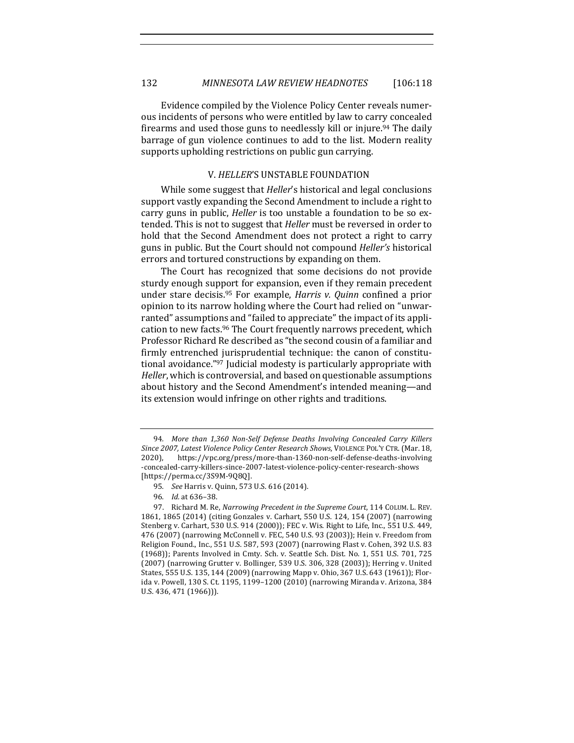Evidence compiled by the Violence Policy Center reveals numerous incidents of persons who were entitled by law to carry concealed firearms and used those guns to needlessly kill or injure.[94] The daily barrage of gun violence continues to add to the list. Modern reality supports upholding restrictions on public gun carrying.

## V. *HELLER*'S UNSTABLE FOUNDATION

While some suggest that *Heller*'s historical and legal conclusions support vastly expanding the Second Amendment to include a right to carry guns in public, *Heller* is too unstable a foundation to be so extended. This is not to suggest that *Heller* must be reversed in order to hold that the Second Amendment does not protect a right to carry guns in public. But the Court should not compound *Heller's* historical errors and tortured constructions by expanding on them.

The Court has recognized that some decisions do not provide sturdy enough support for expansion, even if they remain precedent under stare decisis.[95] For example, *Harris v. Quinn* confined a prior opinion to its narrow holding where the Court had relied on "unwarranted" assumptions and "failed to appreciate" the impact of its application to new facts.[96] The Court frequently narrows precedent, which Professor Richard Re described as "the second cousin of a familiar and firmly entrenched jurisprudential technique: the canon of constitutional avoidance."[97] Judicial modesty is particularly appropriate with *Heller*, which is controversial, and based on questionable assumptions about history and the Second Amendment's intended meaning—and its extension would infringe on other rights and traditions.

---

94. *More than 1,360 Non-Self Defense Deaths Involving Concealed Carry Killers Since 2007, Latest Violence Policy Center Research Shows*, VIOLENCE POL'Y CTR. (Mar. 18, 2020), https://vpc.org/press/more-than-1360-non-self-defense-deaths-involving-concealed-carry-killers-since-2007-latest-violence-policy-center-research-shows [https://perma.cc/3S9M-9Q8Q].

95. *See* Harris v. Quinn, 573 U.S. 616 (2014).

96. *Id.* at 636–38.

97. Richard M. Re, *Narrowing Precedent in the Supreme Court*, 114 COLUM. L. REV. 1861, 1865 (2014) (citing Gonzales v. Carhart, 550 U.S. 124, 154 (2007) (narrowing Stenberg v. Carhart, 530 U.S. 914 (2000)); FEC v. Wis. Right to Life, Inc., 551 U.S. 449, 476 (2007) (narrowing McConnell v. FEC, 540 U.S. 93 (2003)); Hein v. Freedom from Religion Found., Inc., 551 U.S. 587, 593 (2007) (narrowing Flast v. Cohen, 392 U.S. 83 (1968)); Parents Involved in Cmty. Sch. v. Seattle Sch. Dist. No. 1, 551 U.S. 701, 725 (2007) (narrowing Grutter v. Bollinger, 539 U.S. 306, 328 (2003)); Herring v. United States, 555 U.S. 135, 144 (2009) (narrowing Mapp v. Ohio, 367 U.S. 643 (1961)); Florida v. Powell, 130 S. Ct. 1195, 1199–1200 (2010) (narrowing Miranda v. Arizona, 384 U.S. 436, 471 (1966))).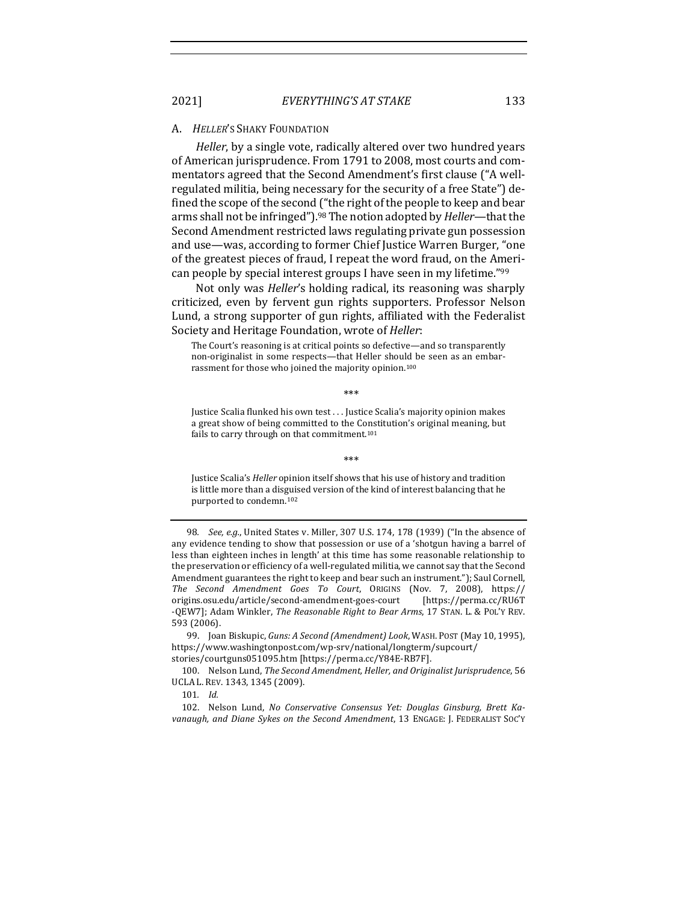### A. *HELLER*'S SHAKY FOUNDATION

*Heller*, by a single vote, radically altered over two hundred years of American jurisprudence. From 1791 to 2008, most courts and commentators agreed that the Second Amendment's first clause ("A well-regulated militia, being necessary for the security of a free State") defined the scope of the second ("the right of the people to keep and bear arms shall not be infringed").[98] The notion adopted by *Heller*—that the Second Amendment restricted laws regulating private gun possession and use—was, according to former Chief Justice Warren Burger, "one of the greatest pieces of fraud, I repeat the word fraud, on the American people by special interest groups I have seen in my lifetime."[99]

Not only was *Heller*'s holding radical, its reasoning was sharply criticized, even by fervent gun rights supporters. Professor Nelson Lund, a strong supporter of gun rights, affiliated with the Federalist Society and Heritage Foundation, wrote of *Heller*:

> The Court's reasoning is at critical points so defective—and so transparently non-originalist in some respects—that Heller should be seen as an embarrassment for those who joined the majority opinion.[100]
>
> \*\*\*
>
> Justice Scalia flunked his own test . . . Justice Scalia's majority opinion makes a great show of being committed to the Constitution's original meaning, but fails to carry through on that commitment.[101]
>
> \*\*\*
>
> Justice Scalia's *Heller* opinion itself shows that his use of history and tradition is little more than a disguised version of the kind of interest balancing that he purported to condemn.[102]

---

98. *See, e.g.*, United States v. Miller, 307 U.S. 174, 178 (1939) ("In the absence of any evidence tending to show that possession or use of a 'shotgun having a barrel of less than eighteen inches in length' at this time has some reasonable relationship to the preservation or efficiency of a well-regulated militia, we cannot say that the Second Amendment guarantees the right to keep and bear such an instrument."); Saul Cornell, *The Second Amendment Goes To Court*, ORIGINS (Nov. 7, 2008), https://origins.osu.edu/article/second-amendment-goes-court [https://perma.cc/RU6T-QEW7]; Adam Winkler, *The Reasonable Right to Bear Arms*, 17 STAN. L. & POL'Y REV. 593 (2006).

99. Joan Biskupic, *Guns: A Second (Amendment) Look*, WASH. POST (May 10, 1995), https://www.washingtonpost.com/wp-srv/national/longterm/supcourt/stories/courtguns051095.htm [https://perma.cc/Y84E-RB7F].

100. Nelson Lund, *The Second Amendment, Heller, and Originalist Jurisprudence*, 56 UCLA L. REV. 1343, 1345 (2009).

101. *Id.*

102. Nelson Lund, *No Conservative Consensus Yet: Douglas Ginsburg, Brett Kavanaugh, and Diane Sykes on the Second Amendment*, 13 ENGAGE: J. FEDERALIST SOC'Y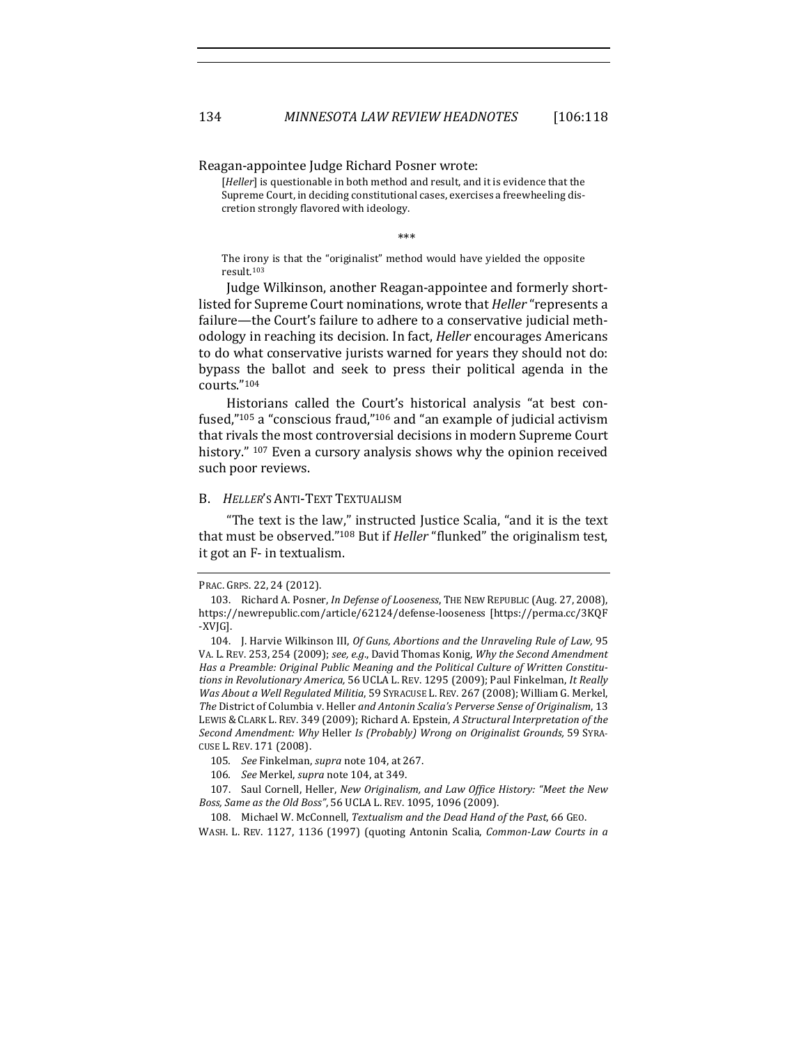Reagan-appointee Judge Richard Posner wrote:

> [*Heller*] is questionable in both method and result, and it is evidence that the Supreme Court, in deciding constitutional cases, exercises a freewheeling discretion strongly flavored with ideology.
>
> \*\*\*
>
> The irony is that the "originalist" method would have yielded the opposite result.[103]

Judge Wilkinson, another Reagan-appointee and formerly short-listed for Supreme Court nominations, wrote that *Heller* "represents a failure—the Court's failure to adhere to a conservative judicial methodology in reaching its decision. In fact, *Heller* encourages Americans to do what conservative jurists warned for years they should not do: bypass the ballot and seek to press their political agenda in the courts."[104]

Historians called the Court's historical analysis "at best confused,"[105] a "conscious fraud,"[106] and "an example of judicial activism that rivals the most controversial decisions in modern Supreme Court history." [107] Even a cursory analysis shows why the opinion received such poor reviews.

## B. *HELLER*'S ANTI-TEXT TEXTUALISM

"The text is the law," instructed Justice Scalia, "and it is the text that must be observed."[108] But if *Heller* "flunked" the originalism test, it got an F- in textualism.

---

PRAC. GRPS. 22, 24 (2012).

103. Richard A. Posner, *In Defense of Looseness*, THE NEW REPUBLIC (Aug. 27, 2008), https://newrepublic.com/article/62124/defense-looseness [https://perma.cc/3KQF-XVJG].

104. J. Harvie Wilkinson III, *Of Guns, Abortions and the Unraveling Rule of Law,* 95 VA. L. REV. 253, 254 (2009); *see, e.g.*, David Thomas Konig, *Why the Second Amendment Has a Preamble: Original Public Meaning and the Political Culture of Written Constitutions in Revolutionary America,* 56 UCLA L. REV. 1295 (2009); Paul Finkelman, *It Really Was About a Well Regulated Militia*, 59 SYRACUSE L. REV. 267 (2008); William G. Merkel, *The* District of Columbia v. Heller *and Antonin Scalia's Perverse Sense of Originalism*, 13 LEWIS & CLARK L. REV. 349 (2009); Richard A. Epstein, *A Structural Interpretation of the Second Amendment: Why* Heller *Is (Probably) Wrong on Originalist Grounds,* 59 SYRACUSE L. REV. 171 (2008).

105. *See* Finkelman, *supra* note 104, at 267.

106. *See* Merkel, *supra* note 104, at 349.

107. Saul Cornell, Heller, *New Originalism, and Law Office History: "Meet the New Boss, Same as the Old Boss"*, 56 UCLA L. REV. 1095, 1096 (2009).

108. Michael W. McConnell, *Textualism and the Dead Hand of the Past*, 66 GEO. WASH. L. REV. 1127, 1136 (1997) (quoting Antonin Scalia, *Common-Law Courts in a*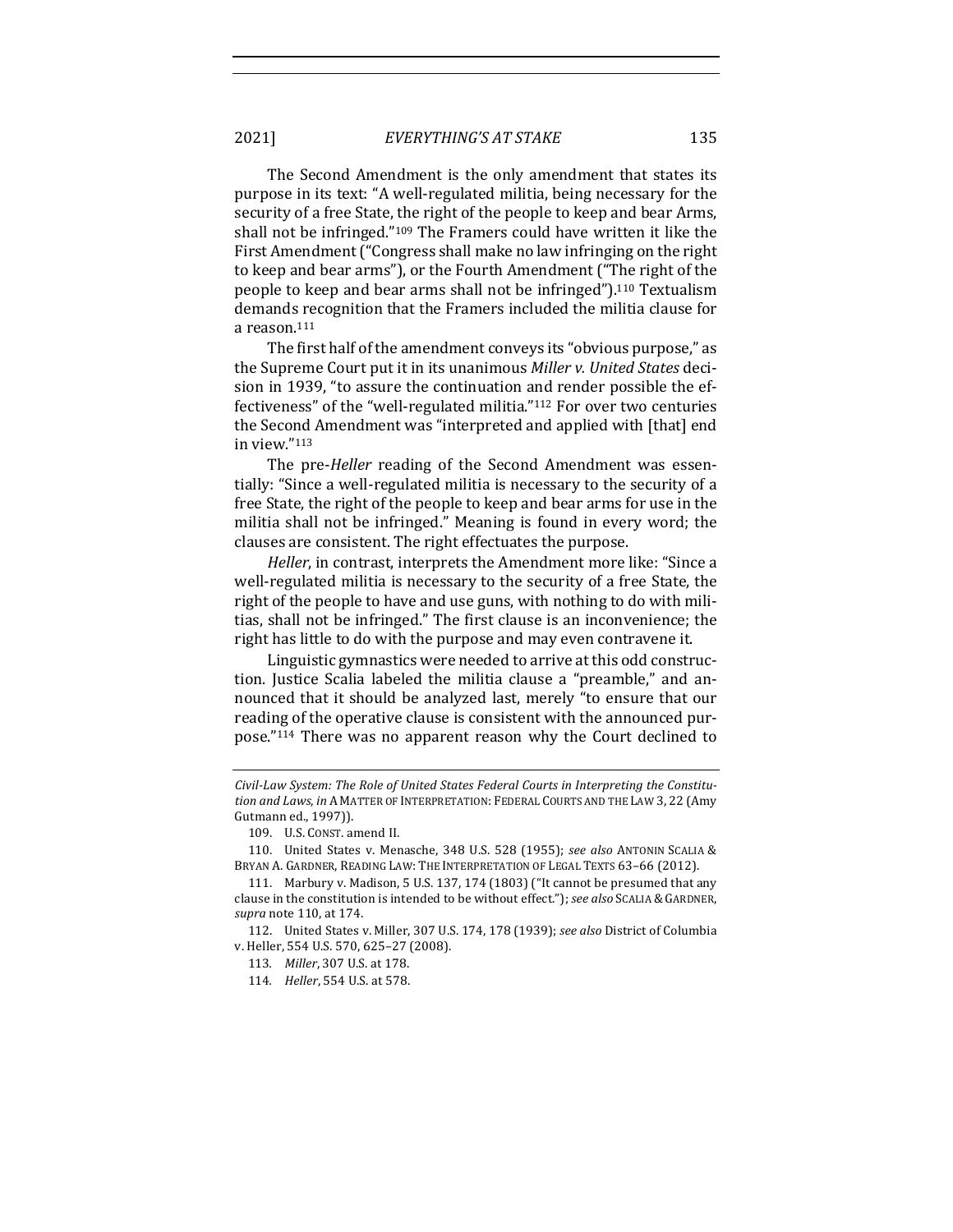The Second Amendment is the only amendment that states its purpose in its text: "A well-regulated militia, being necessary for the security of a free State, the right of the people to keep and bear Arms, shall not be infringed."[109] The Framers could have written it like the First Amendment ("Congress shall make no law infringing on the right to keep and bear arms"), or the Fourth Amendment ("The right of the people to keep and bear arms shall not be infringed").[110] Textualism demands recognition that the Framers included the militia clause for a reason.[111]

The first half of the amendment conveys its "obvious purpose," as the Supreme Court put it in its unanimous *Miller v. United States* decision in 1939, "to assure the continuation and render possible the effectiveness" of the "well-regulated militia."[112] For over two centuries the Second Amendment was "interpreted and applied with [that] end in view."[113]

The pre-*Heller* reading of the Second Amendment was essentially: "Since a well-regulated militia is necessary to the security of a free State, the right of the people to keep and bear arms for use in the militia shall not be infringed." Meaning is found in every word; the clauses are consistent. The right effectuates the purpose.

*Heller*, in contrast, interprets the Amendment more like: "Since a well-regulated militia is necessary to the security of a free State, the right of the people to have and use guns, with nothing to do with militias, shall not be infringed." The first clause is an inconvenience; the right has little to do with the purpose and may even contravene it.

Linguistic gymnastics were needed to arrive at this odd construction. Justice Scalia labeled the militia clause a "preamble," and announced that it should be analyzed last, merely "to ensure that our reading of the operative clause is consistent with the announced purpose."[114] There was no apparent reason why the Court declined to

---

*Civil-Law System: The Role of United States Federal Courts in Interpreting the Constitution and Laws*, *in* A MATTER OF INTERPRETATION: FEDERAL COURTS AND THE LAW 3, 22 (Amy Gutmann ed., 1997)).

109. U.S. CONST. amend II.

110. United States v. Menasche, 348 U.S. 528 (1955); *see also* ANTONIN SCALIA & BRYAN A. GARDNER, READING LAW: THE INTERPRETATION OF LEGAL TEXTS 63–66 (2012).

111. Marbury v. Madison, 5 U.S. 137, 174 (1803) ("It cannot be presumed that any clause in the constitution is intended to be without effect."); *see also* SCALIA & GARDNER, *supra* note 110, at 174.

112. United States v. Miller, 307 U.S. 174, 178 (1939); *see also* District of Columbia v. Heller, 554 U.S. 570, 625–27 (2008).

113. *Miller*, 307 U.S. at 178.

114. *Heller*, 554 U.S. at 578.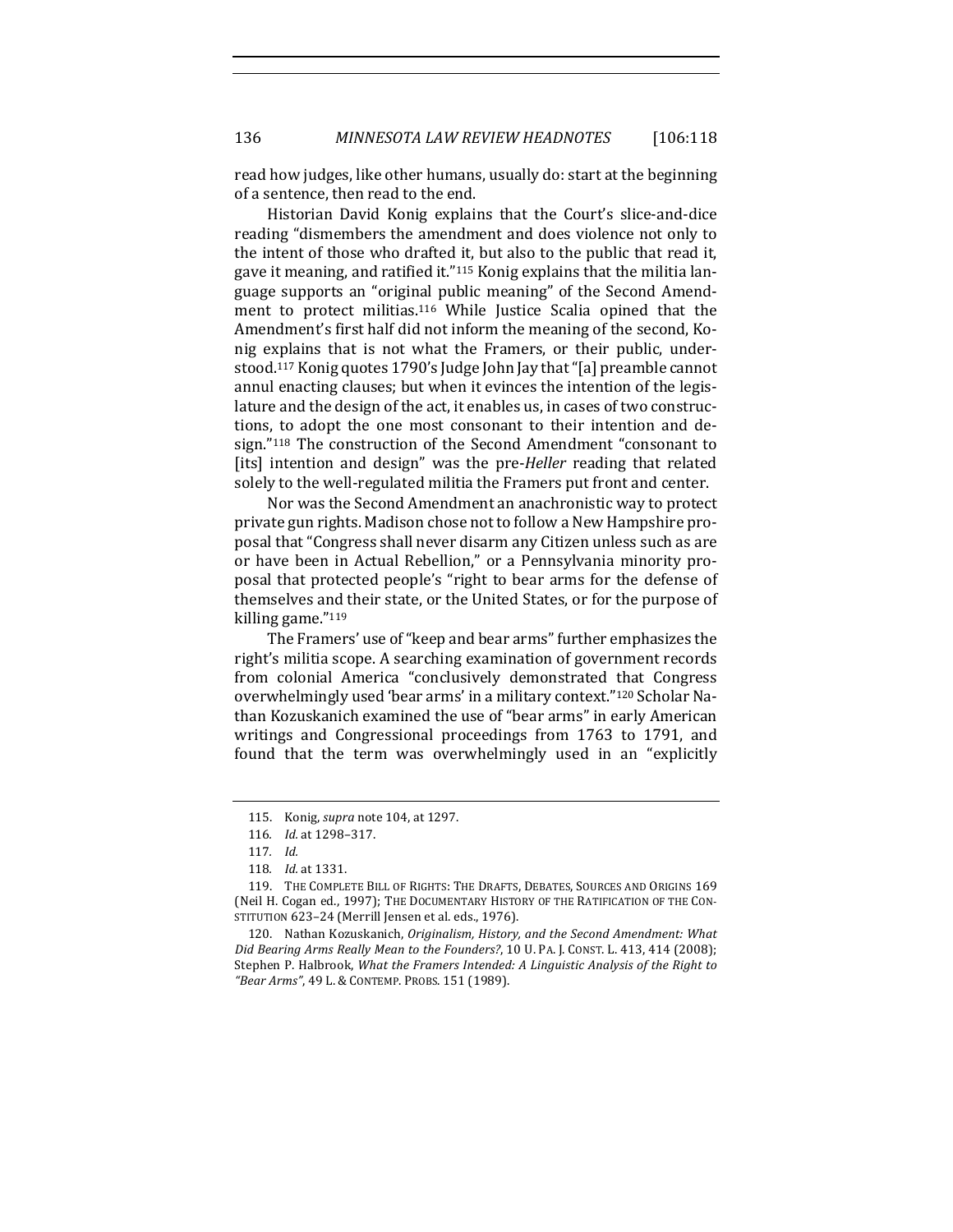read how judges, like other humans, usually do: start at the beginning of a sentence, then read to the end.

Historian David Konig explains that the Court's slice-and-dice reading "dismembers the amendment and does violence not only to the intent of those who drafted it, but also to the public that read it, gave it meaning, and ratified it."[115] Konig explains that the militia language supports an "original public meaning" of the Second Amendment to protect militias.[116] While Justice Scalia opined that the Amendment's first half did not inform the meaning of the second, Konig explains that is not what the Framers, or their public, understood.[117] Konig quotes 1790's Judge John Jay that "[a] preamble cannot annul enacting clauses; but when it evinces the intention of the legislature and the design of the act, it enables us, in cases of two constructions, to adopt the one most consonant to their intention and design."[118] The construction of the Second Amendment "consonant to [its] intention and design" was the pre-*Heller* reading that related solely to the well-regulated militia the Framers put front and center.

Nor was the Second Amendment an anachronistic way to protect private gun rights. Madison chose not to follow a New Hampshire proposal that "Congress shall never disarm any Citizen unless such as are or have been in Actual Rebellion," or a Pennsylvania minority proposal that protected people's "right to bear arms for the defense of themselves and their state, or the United States, or for the purpose of killing game."[119]

The Framers' use of "keep and bear arms" further emphasizes the right's militia scope. A searching examination of government records from colonial America "conclusively demonstrated that Congress overwhelmingly used 'bear arms' in a military context."[120] Scholar Nathan Kozuskanich examined the use of "bear arms" in early American writings and Congressional proceedings from 1763 to 1791, and found that the term was overwhelmingly used in an "explicitly

---

115. Konig, *supra* note 104, at 1297.

116. *Id.* at 1298–317.

117. *Id.*

118. *Id.* at 1331.

119. THE COMPLETE BILL OF RIGHTS: THE DRAFTS, DEBATES, SOURCES AND ORIGINS 169 (Neil H. Cogan ed., 1997); THE DOCUMENTARY HISTORY OF THE RATIFICATION OF THE CONSTITUTION 623–24 (Merrill Jensen et al. eds., 1976).

120. Nathan Kozuskanich, *Originalism, History, and the Second Amendment: What Did Bearing Arms Really Mean to the Founders?*, 10 U. PA. J. CONST. L. 413, 414 (2008); Stephen P. Halbrook, *What the Framers Intended: A Linguistic Analysis of the Right to "Bear Arms"*, 49 L. & CONTEMP. PROBS. 151 (1989).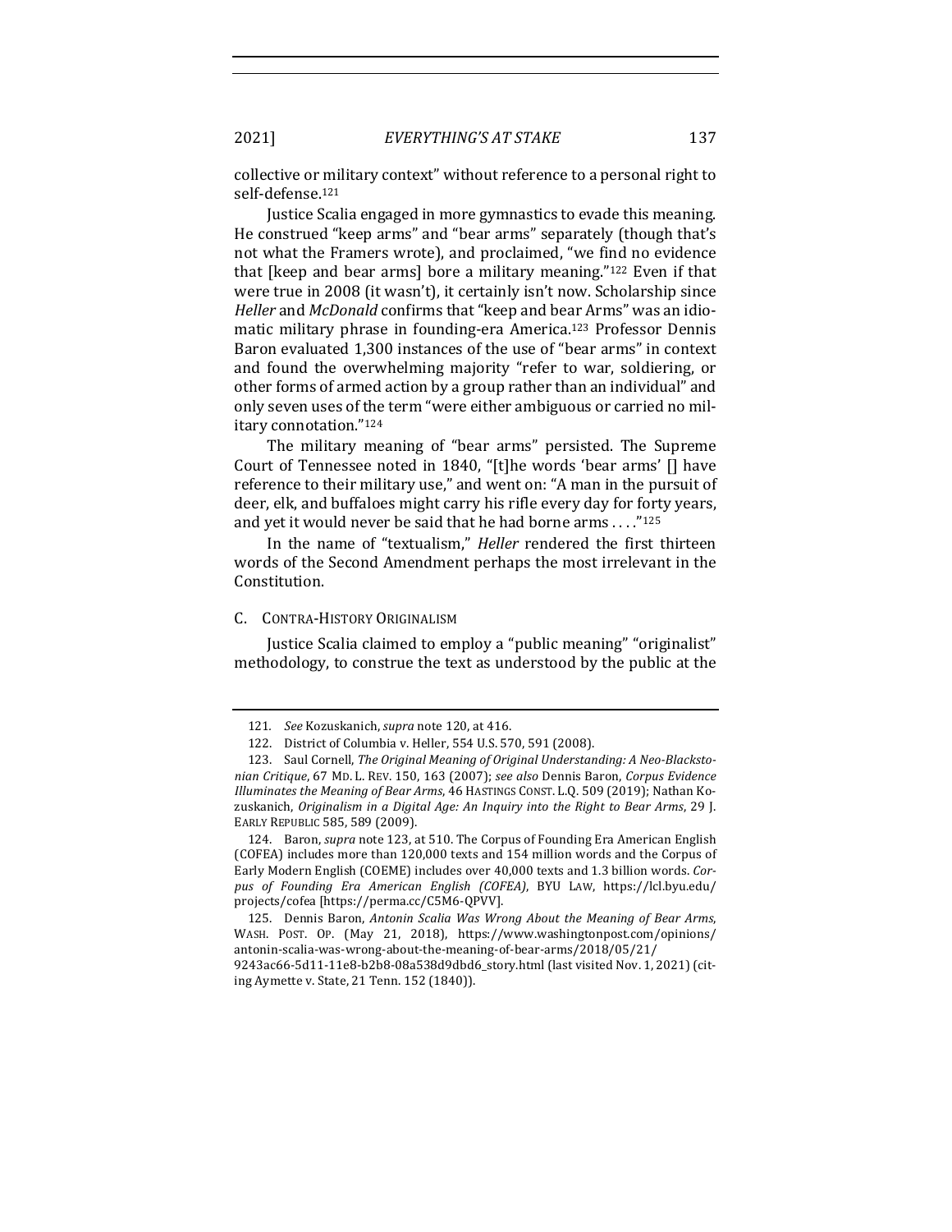collective or military context" without reference to a personal right to self-defense.[121]

Justice Scalia engaged in more gymnastics to evade this meaning. He construed "keep arms" and "bear arms" separately (though that's not what the Framers wrote), and proclaimed, "we find no evidence that [keep and bear arms] bore a military meaning."[122] Even if that were true in 2008 (it wasn't), it certainly isn't now. Scholarship since *Heller* and *McDonald* confirms that "keep and bear Arms" was an idiomatic military phrase in founding-era America.[123] Professor Dennis Baron evaluated 1,300 instances of the use of "bear arms" in context and found the overwhelming majority "refer to war, soldiering, or other forms of armed action by a group rather than an individual" and only seven uses of the term "were either ambiguous or carried no military connotation."[124]

The military meaning of "bear arms" persisted. The Supreme Court of Tennessee noted in 1840, "[t]he words 'bear arms' [] have reference to their military use," and went on: "A man in the pursuit of deer, elk, and buffaloes might carry his rifle every day for forty years, and yet it would never be said that he had borne arms . . . ."[125]

In the name of "textualism," *Heller* rendered the first thirteen words of the Second Amendment perhaps the most irrelevant in the Constitution.

### C. Contra-History Originalism

Justice Scalia claimed to employ a "public meaning" "originalist" methodology, to construe the text as understood by the public at the

---

121. *See* Kozuskanich, *supra* note 120, at 416.

122. District of Columbia v. Heller, 554 U.S. 570, 591 (2008).

123. Saul Cornell, *The Original Meaning of Original Understanding: A Neo-Blackstonian Critique*, 67 MD. L. REV. 150, 163 (2007); *see also* Dennis Baron, *Corpus Evidence Illuminates the Meaning of Bear Arms*, 46 HASTINGS CONST. L.Q. 509 (2019); Nathan Kozuskanich, *Originalism in a Digital Age: An Inquiry into the Right to Bear Arms*, 29 J. EARLY REPUBLIC 585, 589 (2009).

124. Baron, *supra* note 123, at 510. The Corpus of Founding Era American English (COFEA) includes more than 120,000 texts and 154 million words and the Corpus of Early Modern English (COEME) includes over 40,000 texts and 1.3 billion words. *Corpus of Founding Era American English (COFEA)*, BYU LAW, https://lcl.byu.edu/projects/cofea [https://perma.cc/C5M6-QPVV].

125. Dennis Baron, *Antonin Scalia Was Wrong About the Meaning of Bear Arms*, WASH. POST. OP. (May 21, 2018), https://www.washingtonpost.com/opinions/antonin-scalia-was-wrong-about-the-meaning-of-bear-arms/2018/05/21/9243ac66-5d11-11e8-b2b8-08a538d9dbd6_story.html (last visited Nov. 1, 2021) (citing Aymette v. State, 21 Tenn. 152 (1840)).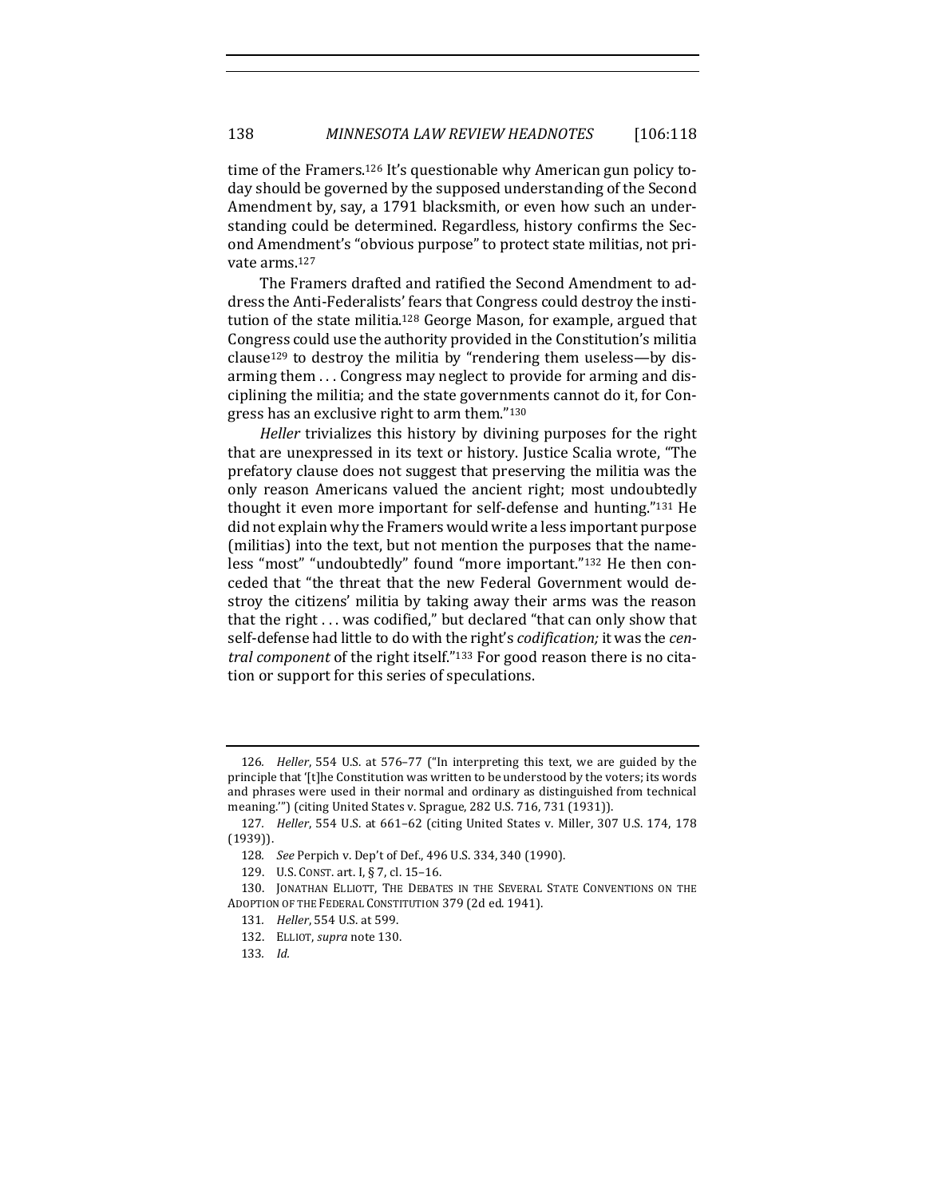time of the Framers.[126] It's questionable why American gun policy today should be governed by the supposed understanding of the Second Amendment by, say, a 1791 blacksmith, or even how such an understanding could be determined. Regardless, history confirms the Second Amendment's "obvious purpose" to protect state militias, not private arms.[127]

The Framers drafted and ratified the Second Amendment to address the Anti-Federalists' fears that Congress could destroy the institution of the state militia.[128] George Mason, for example, argued that Congress could use the authority provided in the Constitution's militia clause[129] to destroy the militia by "rendering them useless—by disarming them . . . Congress may neglect to provide for arming and disciplining the militia; and the state governments cannot do it, for Congress has an exclusive right to arm them."[130]

*Heller* trivializes this history by divining purposes for the right that are unexpressed in its text or history. Justice Scalia wrote, "The prefatory clause does not suggest that preserving the militia was the only reason Americans valued the ancient right; most undoubtedly thought it even more important for self-defense and hunting."[131] He did not explain why the Framers would write a less important purpose (militias) into the text, but not mention the purposes that the nameless "most" "undoubtedly" found "more important."[132] He then conceded that "the threat that the new Federal Government would destroy the citizens' militia by taking away their arms was the reason that the right . . . was codified," but declared "that can only show that self-defense had little to do with the right's *codification;* it was the *central component* of the right itself."[133] For good reason there is no citation or support for this series of speculations.

---

126. *Heller*, 554 U.S. at 576–77 ("In interpreting this text, we are guided by the principle that '[t]he Constitution was written to be understood by the voters; its words and phrases were used in their normal and ordinary as distinguished from technical meaning.'") (citing United States v. Sprague, 282 U.S. 716, 731 (1931)).

127. *Heller*, 554 U.S. at 661–62 (citing United States v. Miller, 307 U.S. 174, 178 (1939)).

128. *See* Perpich v. Dep't of Def., 496 U.S. 334, 340 (1990).

129. U.S. CONST. art. I, § 7, cl. 15–16.

130. JONATHAN ELLIOTT, THE DEBATES IN THE SEVERAL STATE CONVENTIONS ON THE ADOPTION OF THE FEDERAL CONSTITUTION 379 (2d ed. 1941).

131. *Heller*, 554 U.S. at 599.

132. ELLIOT, *supra* note 130.

133. *Id.*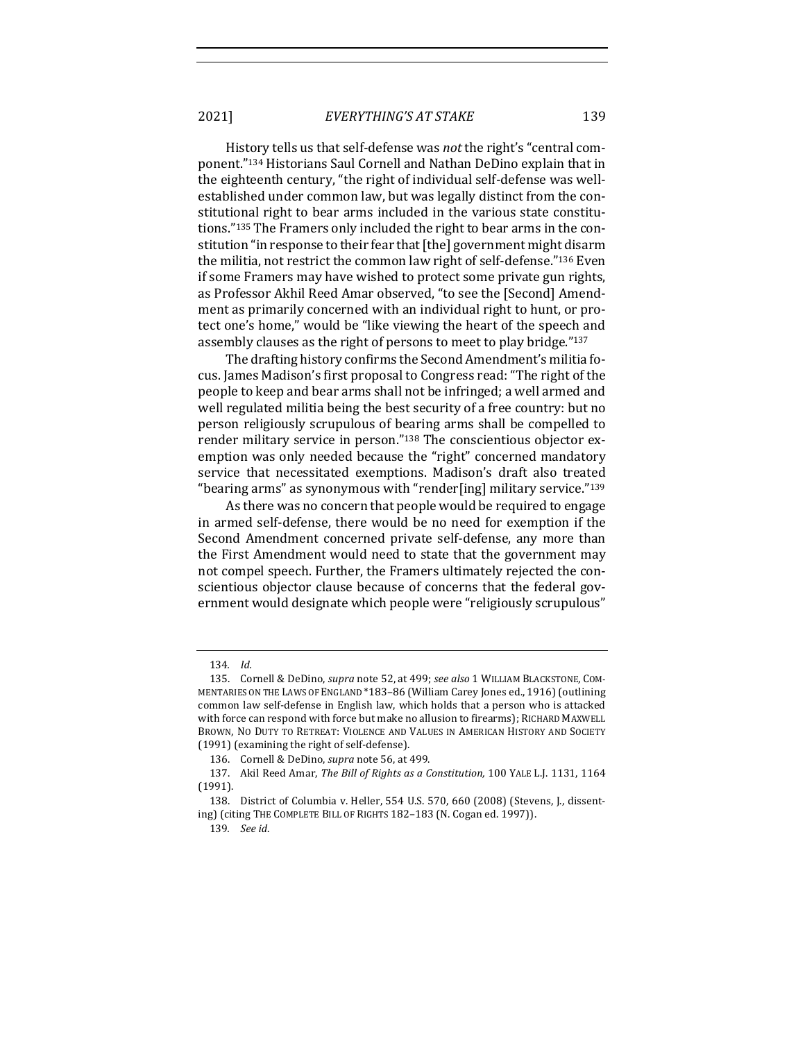History tells us that self-defense was *not* the right's "central component."[134] Historians Saul Cornell and Nathan DeDino explain that in the eighteenth century, "the right of individual self-defense was well-established under common law, but was legally distinct from the constitutional right to bear arms included in the various state constitutions."[135] The Framers only included the right to bear arms in the constitution "in response to their fear that [the] government might disarm the militia, not restrict the common law right of self-defense."[136] Even if some Framers may have wished to protect some private gun rights, as Professor Akhil Reed Amar observed, "to see the [Second] Amendment as primarily concerned with an individual right to hunt, or protect one's home," would be "like viewing the heart of the speech and assembly clauses as the right of persons to meet to play bridge."[137]

The drafting history confirms the Second Amendment's militia focus. James Madison's first proposal to Congress read: "The right of the people to keep and bear arms shall not be infringed; a well armed and well regulated militia being the best security of a free country: but no person religiously scrupulous of bearing arms shall be compelled to render military service in person."[138] The conscientious objector exemption was only needed because the "right" concerned mandatory service that necessitated exemptions. Madison's draft also treated "bearing arms" as synonymous with "render[ing] military service."[139]

As there was no concern that people would be required to engage in armed self-defense, there would be no need for exemption if the Second Amendment concerned private self-defense, any more than the First Amendment would need to state that the government may not compel speech. Further, the Framers ultimately rejected the conscientious objector clause because of concerns that the federal government would designate which people were "religiously scrupulous"

---

134. *Id.*

135. Cornell & DeDino, *supra* note 52, at 499; *see also* 1 WILLIAM BLACKSTONE, COMMENTARIES ON THE LAWS OF ENGLAND *183–86 (William Carey Jones ed., 1916) (outlining common law self-defense in English law, which holds that a person who is attacked with force can respond with force but make no allusion to firearms); RICHARD MAXWELL BROWN, NO DUTY TO RETREAT: VIOLENCE AND VALUES IN AMERICAN HISTORY AND SOCIETY (1991) (examining the right of self-defense).

136. Cornell & DeDino, *supra* note 56, at 499.

137. Akil Reed Amar, *The Bill of Rights as a Constitution,* 100 YALE L.J. 1131, 1164 (1991).

138. District of Columbia v. Heller, 554 U.S. 570, 660 (2008) (Stevens, J., dissenting) (citing THE COMPLETE BILL OF RIGHTS 182–183 (N. Cogan ed. 1997)).

139. *See id.*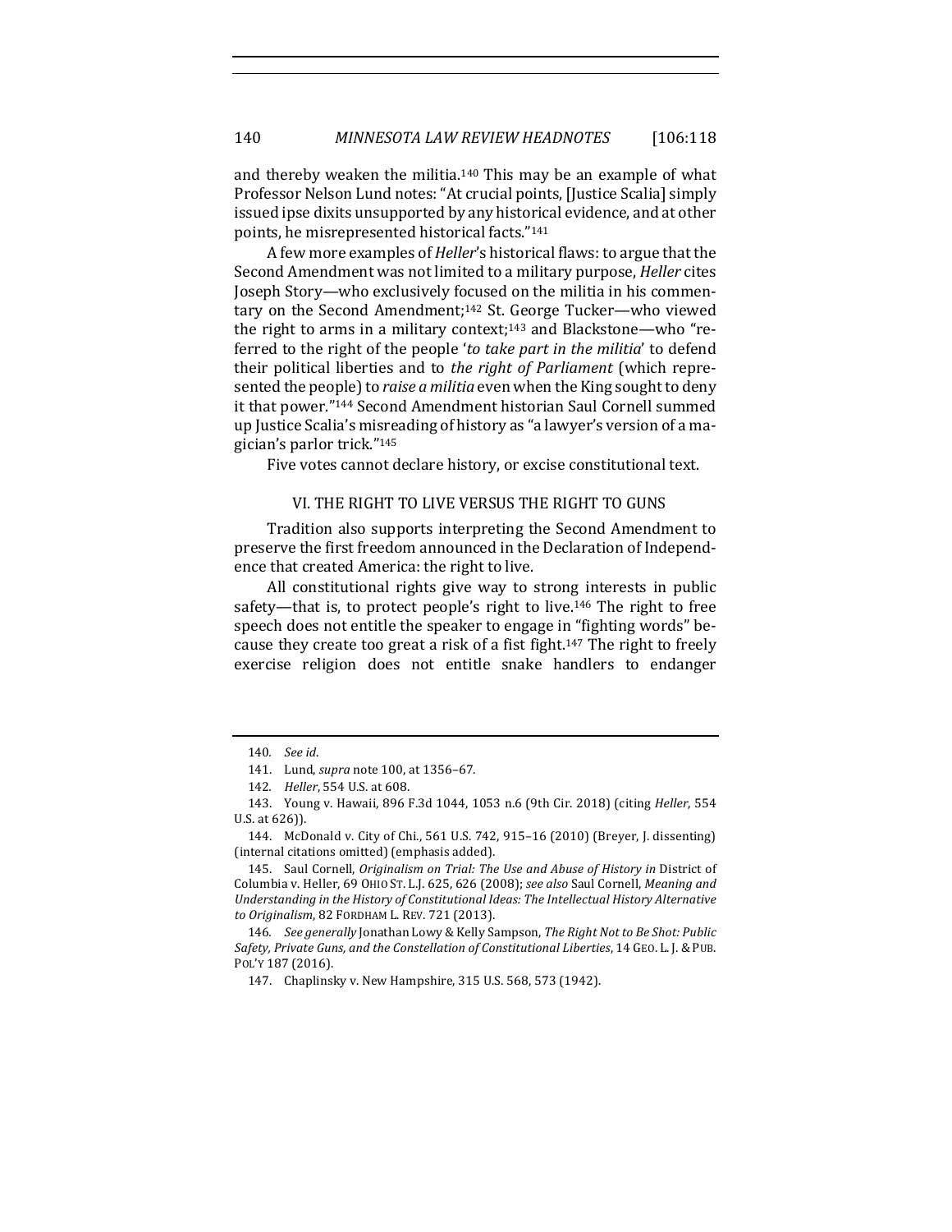and thereby weaken the militia.[140] This may be an example of what Professor Nelson Lund notes: "At crucial points, [Justice Scalia] simply issued ipse dixits unsupported by any historical evidence, and at other points, he misrepresented historical facts."[141]

A few more examples of *Heller*'s historical flaws: to argue that the Second Amendment was not limited to a military purpose, *Heller* cites Joseph Story—who exclusively focused on the militia in his commentary on the Second Amendment;[142] St. George Tucker—who viewed the right to arms in a military context;[143] and Blackstone—who "referred to the right of the people '*to take part in the militia*' to defend their political liberties and to *the right of Parliament* (which represented the people) to *raise a militia* even when the King sought to deny it that power."[144] Second Amendment historian Saul Cornell summed up Justice Scalia's misreading of history as "a lawyer's version of a magician's parlor trick."[145]

Five votes cannot declare history, or excise constitutional text.

## VI. THE RIGHT TO LIVE VERSUS THE RIGHT TO GUNS

Tradition also supports interpreting the Second Amendment to preserve the first freedom announced in the Declaration of Independence that created America: the right to live.

All constitutional rights give way to strong interests in public safety—that is, to protect people's right to live.[146] The right to free speech does not entitle the speaker to engage in "fighting words" because they create too great a risk of a fist fight.[147] The right to freely exercise religion does not entitle snake handlers to endanger

---

140. *See id*.

141. Lund, *supra* note 100, at 1356–67.

142. *Heller*, 554 U.S. at 608.

143. Young v. Hawaii, 896 F.3d 1044, 1053 n.6 (9th Cir. 2018) (citing *Heller*, 554 U.S. at 626)).

144. McDonald v. City of Chi., 561 U.S. 742, 915–16 (2010) (Breyer, J. dissenting) (internal citations omitted) (emphasis added).

145. Saul Cornell, *Originalism on Trial: The Use and Abuse of History in* District of Columbia v. Heller, 69 OHIO ST. L.J. 625, 626 (2008); *see also* Saul Cornell, *Meaning and Understanding in the History of Constitutional Ideas: The Intellectual History Alternative to Originalism*, 82 FORDHAM L. REV. 721 (2013).

146. *See generally* Jonathan Lowy & Kelly Sampson, *The Right Not to Be Shot: Public Safety, Private Guns, and the Constellation of Constitutional Liberties*, 14 GEO. L. J. & PUB. POL'Y 187 (2016).

147. Chaplinsky v. New Hampshire, 315 U.S. 568, 573 (1942).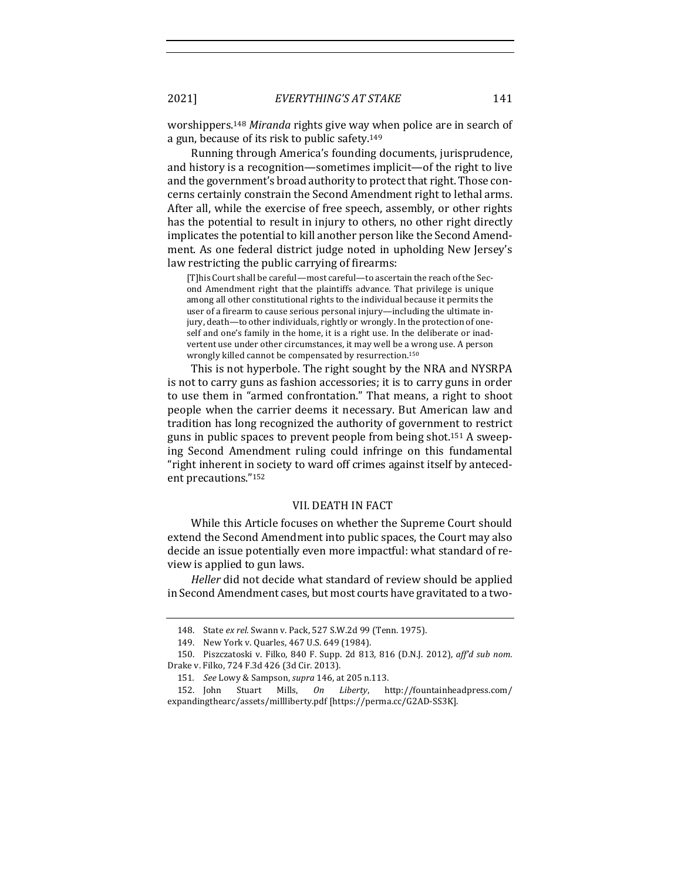worshippers.[148] *Miranda* rights give way when police are in search of a gun, because of its risk to public safety.[149]

Running through America's founding documents, jurisprudence, and history is a recognition—sometimes implicit—of the right to live and the government's broad authority to protect that right. Those concerns certainly constrain the Second Amendment right to lethal arms. After all, while the exercise of free speech, assembly, or other rights has the potential to result in injury to others, no other right directly implicates the potential to kill another person like the Second Amendment. As one federal district judge noted in upholding New Jersey's law restricting the public carrying of firearms:

> [T]his Court shall be careful—most careful—to ascertain the reach of the Second Amendment right that the plaintiffs advance. That privilege is unique among all other constitutional rights to the individual because it permits the user of a firearm to cause serious personal injury—including the ultimate injury, death—to other individuals, rightly or wrongly. In the protection of oneself and one's family in the home, it is a right use. In the deliberate or inadvertent use under other circumstances, it may well be a wrong use. A person wrongly killed cannot be compensated by resurrection.[150]

This is not hyperbole. The right sought by the NRA and NYSRPA is not to carry guns as fashion accessories; it is to carry guns in order to use them in "armed confrontation." That means, a right to shoot people when the carrier deems it necessary. But American law and tradition has long recognized the authority of government to restrict guns in public spaces to prevent people from being shot.[151] A sweeping Second Amendment ruling could infringe on this fundamental "right inherent in society to ward off crimes against itself by antecedent precautions."[152]

## VII. DEATH IN FACT

While this Article focuses on whether the Supreme Court should extend the Second Amendment into public spaces, the Court may also decide an issue potentially even more impactful: what standard of review is applied to gun laws.

*Heller* did not decide what standard of review should be applied in Second Amendment cases, but most courts have gravitated to a two-

---

148. State *ex rel.* Swann v. Pack, 527 S.W.2d 99 (Tenn. 1975).

149. New York v. Quarles, 467 U.S. 649 (1984).

150. Piszczatoski v. Filko, 840 F. Supp. 2d 813, 816 (D.N.J. 2012), *aff'd sub nom.* Drake v. Filko, 724 F.3d 426 (3d Cir. 2013).

151. *See* Lowy & Sampson, *supra* 146, at 205 n.113.

152. John Stuart Mills, *On Liberty*, http://fountainheadpress.com/expandingthearc/assets/millliberty.pdf [https://perma.cc/G2AD-SS3K].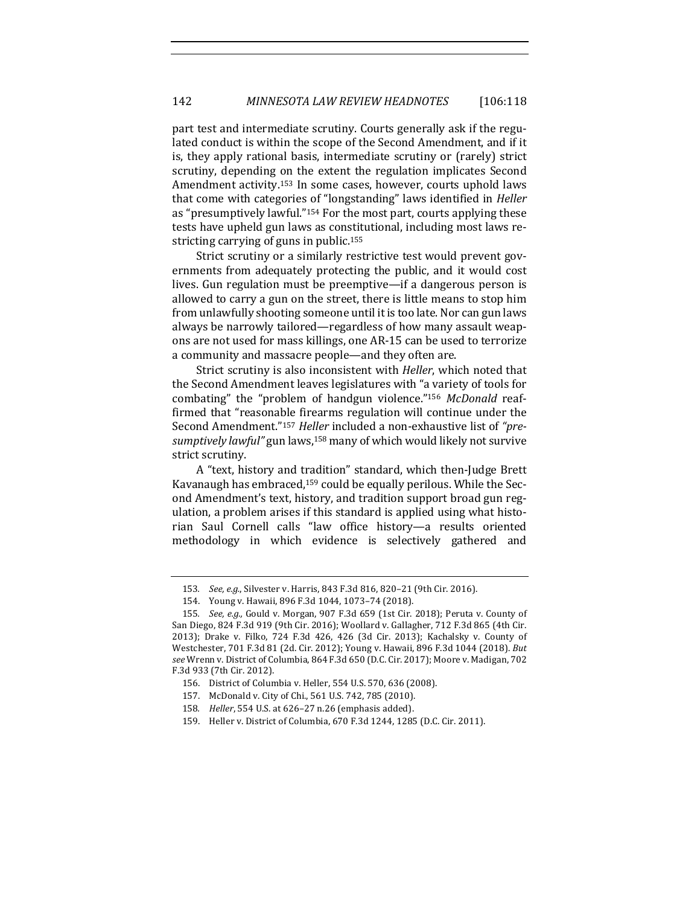part test and intermediate scrutiny. Courts generally ask if the regulated conduct is within the scope of the Second Amendment, and if it is, they apply rational basis, intermediate scrutiny or (rarely) strict scrutiny, depending on the extent the regulation implicates Second Amendment activity.[153] In some cases, however, courts uphold laws that come with categories of "longstanding" laws identified in *Heller* as "presumptively lawful."[154] For the most part, courts applying these tests have upheld gun laws as constitutional, including most laws restricting carrying of guns in public.[155]

Strict scrutiny or a similarly restrictive test would prevent governments from adequately protecting the public, and it would cost lives. Gun regulation must be preemptive—if a dangerous person is allowed to carry a gun on the street, there is little means to stop him from unlawfully shooting someone until it is too late. Nor can gun laws always be narrowly tailored—regardless of how many assault weapons are not used for mass killings, one AR-15 can be used to terrorize a community and massacre people—and they often are.

Strict scrutiny is also inconsistent with *Heller*, which noted that the Second Amendment leaves legislatures with "a variety of tools for combating" the "problem of handgun violence."[156] *McDonald* reaffirmed that "reasonable firearms regulation will continue under the Second Amendment."[157] *Heller* included a non-exhaustive list of *"presumptively lawful"* gun laws,[158] many of which would likely not survive strict scrutiny.

A "text, history and tradition" standard, which then-Judge Brett Kavanaugh has embraced,[159] could be equally perilous. While the Second Amendment's text, history, and tradition support broad gun regulation, a problem arises if this standard is applied using what historian Saul Cornell calls "law office history—a results oriented methodology in which evidence is selectively gathered and

---

153. *See, e.g.*, Silvester v. Harris, 843 F.3d 816, 820–21 (9th Cir. 2016).

154. Young v. Hawaii, 896 F.3d 1044, 1073–74 (2018).

155. *See, e.g.*, Gould v. Morgan, 907 F.3d 659 (1st Cir. 2018); Peruta v. County of San Diego, 824 F.3d 919 (9th Cir. 2016); Woollard v. Gallagher, 712 F.3d 865 (4th Cir. 2013); Drake v. Filko, 724 F.3d 426, 426 (3d Cir. 2013); Kachalsky v. County of Westchester, 701 F.3d 81 (2d. Cir. 2012); Young v. Hawaii, 896 F.3d 1044 (2018). *But see* Wrenn v. District of Columbia, 864 F.3d 650 (D.C. Cir. 2017); Moore v. Madigan, 702 F.3d 933 (7th Cir. 2012).

156. District of Columbia v. Heller, 554 U.S. 570, 636 (2008).

157. McDonald v. City of Chi., 561 U.S. 742, 785 (2010).

158. *Heller*, 554 U.S. at 626–27 n.26 (emphasis added).

159. Heller v. District of Columbia, 670 F.3d 1244, 1285 (D.C. Cir. 2011).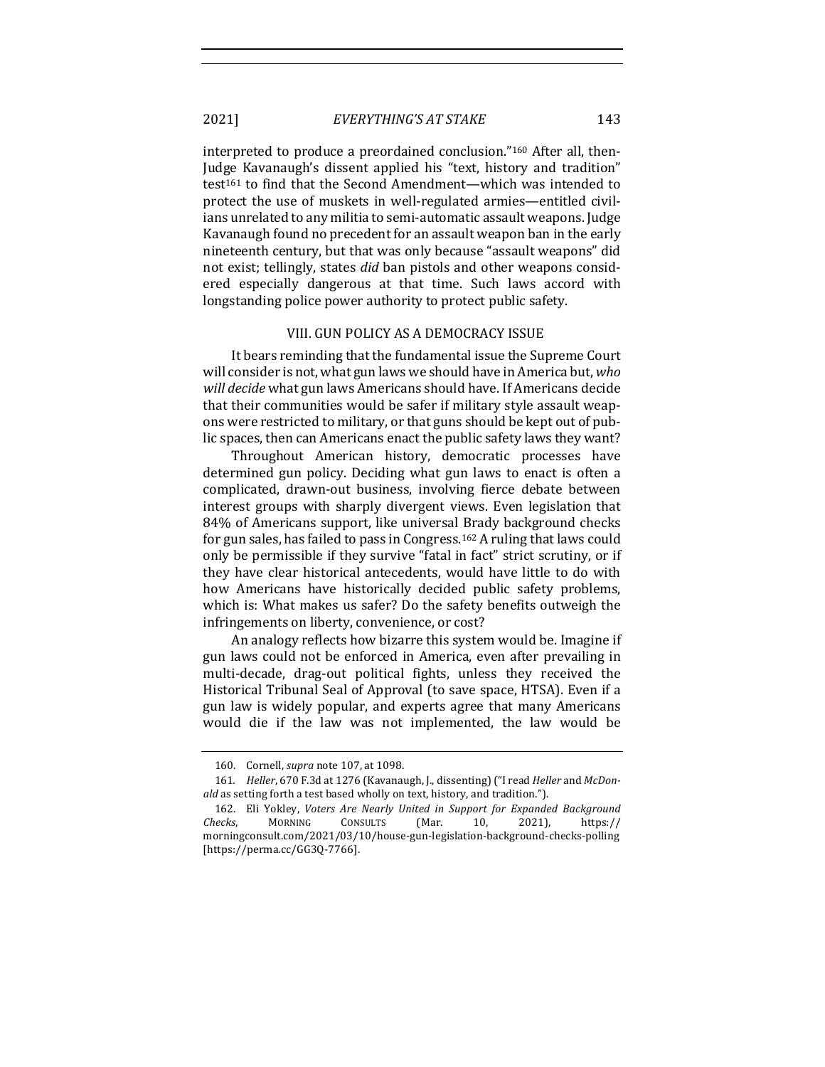interpreted to produce a preordained conclusion."[160] After all, then-Judge Kavanaugh's dissent applied his "text, history and tradition" test[161] to find that the Second Amendment—which was intended to protect the use of muskets in well-regulated armies—entitled civilians unrelated to any militia to semi-automatic assault weapons. Judge Kavanaugh found no precedent for an assault weapon ban in the early nineteenth century, but that was only because "assault weapons" did not exist; tellingly, states *did* ban pistols and other weapons considered especially dangerous at that time. Such laws accord with longstanding police power authority to protect public safety.

## VIII. GUN POLICY AS A DEMOCRACY ISSUE

It bears reminding that the fundamental issue the Supreme Court will consider is not, what gun laws we should have in America but, *who will decide* what gun laws Americans should have. If Americans decide that their communities would be safer if military style assault weapons were restricted to military, or that guns should be kept out of public spaces, then can Americans enact the public safety laws they want?

Throughout American history, democratic processes have determined gun policy. Deciding what gun laws to enact is often a complicated, drawn-out business, involving fierce debate between interest groups with sharply divergent views. Even legislation that 84% of Americans support, like universal Brady background checks for gun sales, has failed to pass in Congress.[162] A ruling that laws could only be permissible if they survive "fatal in fact" strict scrutiny, or if they have clear historical antecedents, would have little to do with how Americans have historically decided public safety problems, which is: What makes us safer? Do the safety benefits outweigh the infringements on liberty, convenience, or cost?

An analogy reflects how bizarre this system would be. Imagine if gun laws could not be enforced in America, even after prevailing in multi-decade, drag-out political fights, unless they received the Historical Tribunal Seal of Approval (to save space, HTSA). Even if a gun law is widely popular, and experts agree that many Americans would die if the law was not implemented, the law would be

---

160. Cornell, *supra* note 107, at 1098.

161. *Heller*, 670 F.3d at 1276 (Kavanaugh, J., dissenting) ("I read *Heller* and *McDonald* as setting forth a test based wholly on text, history, and tradition.").

162. Eli Yokley, *Voters Are Nearly United in Support for Expanded Background Checks*, MORNING CONSULTS (Mar. 10, 2021), https://morningconsult.com/2021/03/10/house-gun-legislation-background-checks-polling [https://perma.cc/GG3Q-7766].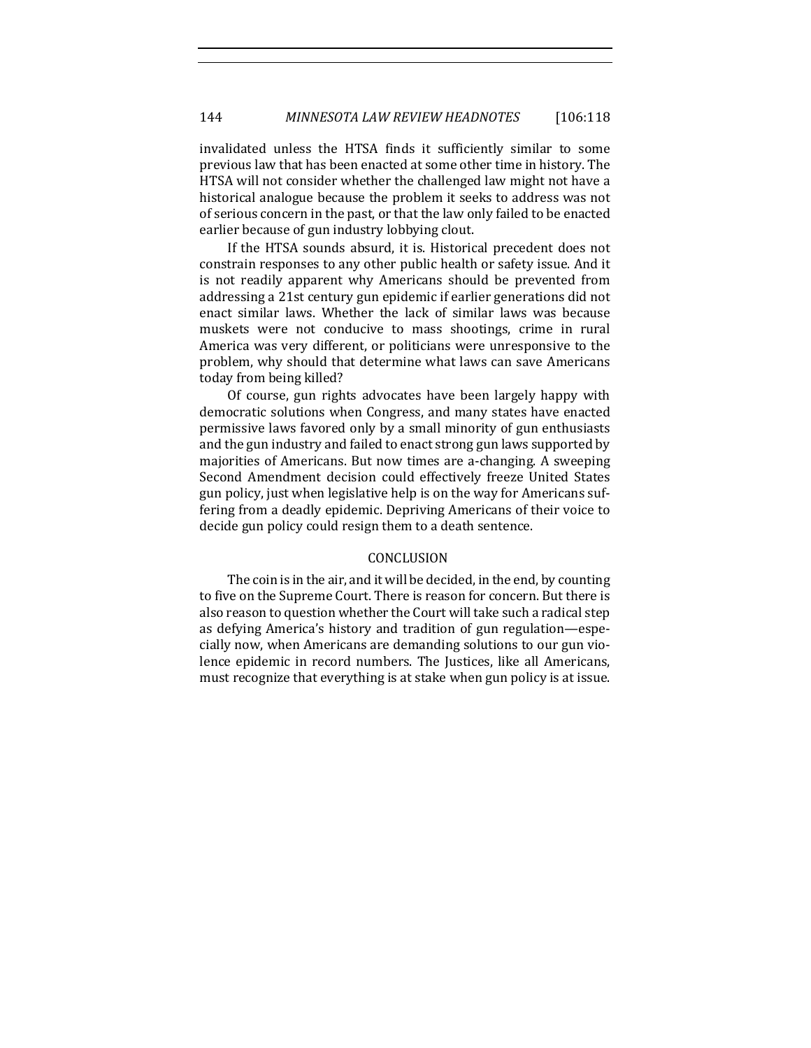invalidated unless the HTSA finds it sufficiently similar to some previous law that has been enacted at some other time in history. The HTSA will not consider whether the challenged law might not have a historical analogue because the problem it seeks to address was not of serious concern in the past, or that the law only failed to be enacted earlier because of gun industry lobbying clout.

If the HTSA sounds absurd, it is. Historical precedent does not constrain responses to any other public health or safety issue. And it is not readily apparent why Americans should be prevented from addressing a 21st century gun epidemic if earlier generations did not enact similar laws. Whether the lack of similar laws was because muskets were not conducive to mass shootings, crime in rural America was very different, or politicians were unresponsive to the problem, why should that determine what laws can save Americans today from being killed?

Of course, gun rights advocates have been largely happy with democratic solutions when Congress, and many states have enacted permissive laws favored only by a small minority of gun enthusiasts and the gun industry and failed to enact strong gun laws supported by majorities of Americans. But now times are a-changing. A sweeping Second Amendment decision could effectively freeze United States gun policy, just when legislative help is on the way for Americans suffering from a deadly epidemic. Depriving Americans of their voice to decide gun policy could resign them to a death sentence.

## CONCLUSION

The coin is in the air, and it will be decided, in the end, by counting to five on the Supreme Court. There is reason for concern. But there is also reason to question whether the Court will take such a radical step as defying America's history and tradition of gun regulation—especially now, when Americans are demanding solutions to our gun violence epidemic in record numbers. The Justices, like all Americans, must recognize that everything is at stake when gun policy is at issue.